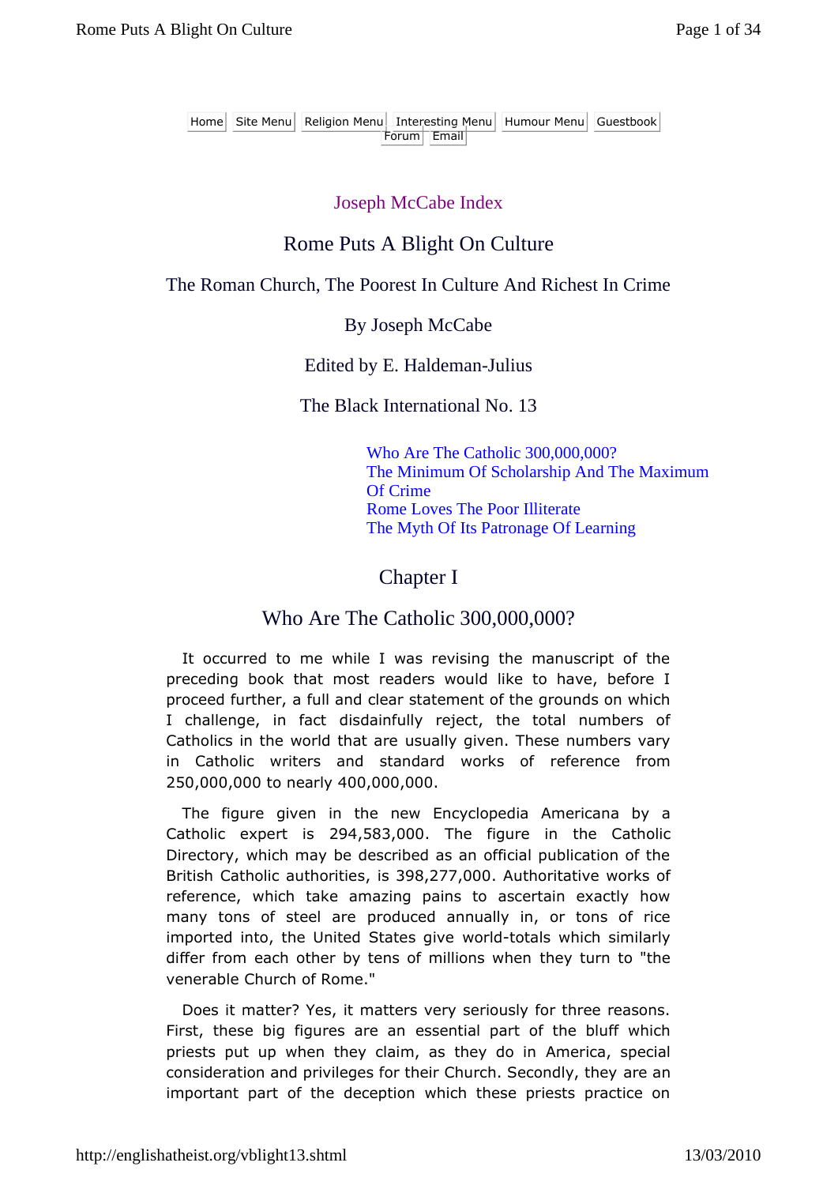Home | Site Menu | Religion Menu | Interesting Menu | Humour Menu | Guestbook | Forum | Email

Joseph McCabe Index

# Rome Puts A Blight On Culture

## The Roman Church, The Poorest In Culture And Richest In Crime

By Joseph McCabe

Edited by E. Haldeman-Julius

The Black International No. 13

- Who Are The Catholic 300,000,000?
- The Minimum Of Scholarship And The Maximum Of Crime
- Rome Loves The Poor Illiterate
- The Myth Of Its Patronage Of Learning

## Chapter I

## Who Are The Catholic 300,000,000?

It occurred to me while I was revising the manuscript of the preceding book that most readers would like to have, before I proceed further, a full and clear statement of the grounds on which I challenge, in fact disdainfully reject, the total numbers of Catholics in the world that are usually given. These numbers vary in Catholic writers and standard works of reference from 250,000,000 to nearly 400,000,000.

The figure given in the new Encyclopedia Americana by a Catholic expert is 294,583,000. The figure in the Catholic Directory, which may be described as an official publication of the British Catholic authorities, is 398,277,000. Authoritative works of reference, which take amazing pains to ascertain exactly how many tons of steel are produced annually in, or tons of rice imported into, the United States give world-totals which similarly differ from each other by tens of millions when they turn to "the venerable Church of Rome."

Does it matter? Yes, it matters very seriously for three reasons. First, these big figures are an essential part of the bluff which priests put up when they claim, as they do in America, special consideration and privileges for their Church. Secondly, they are an important part of the deception which these priests practice on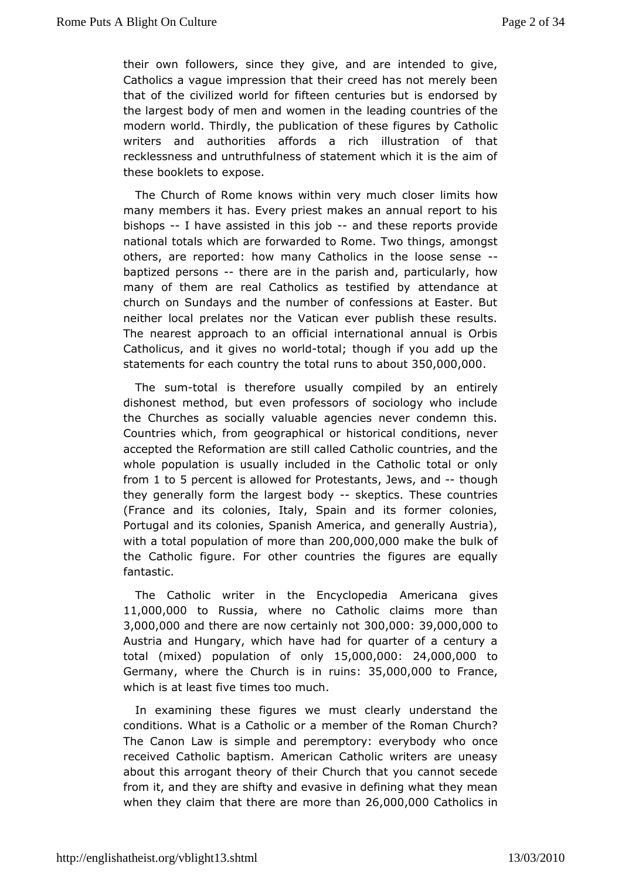their own followers, since they give, and are intended to give, Catholics a vague impression that their creed has not merely been that of the civilized world for fifteen centuries but is endorsed by the largest body of men and women in the leading countries of the modern world. Thirdly, the publication of these figures by Catholic writers and authorities affords a rich illustration of that recklessness and untruthfulness of statement which it is the aim of these booklets to expose.

The Church of Rome knows within very much closer limits how many members it has. Every priest makes an annual report to his bishops -- I have assisted in this job -- and these reports provide national totals which are forwarded to Rome. Two things, amongst others, are reported: how many Catholics in the loose sense -- baptized persons -- there are in the parish and, particularly, how many of them are real Catholics as testified by attendance at church on Sundays and the number of confessions at Easter. But neither local prelates nor the Vatican ever publish these results. The nearest approach to an official international annual is Orbis Catholicus, and it gives no world-total; though if you add up the statements for each country the total runs to about 350,000,000.

The sum-total is therefore usually compiled by an entirely dishonest method, but even professors of sociology who include the Churches as socially valuable agencies never condemn this. Countries which, from geographical or historical conditions, never accepted the Reformation are still called Catholic countries, and the whole population is usually included in the Catholic total or only from 1 to 5 percent is allowed for Protestants, Jews, and -- though they generally form the largest body -- skeptics. These countries (France and its colonies, Italy, Spain and its former colonies, Portugal and its colonies, Spanish America, and generally Austria), with a total population of more than 200,000,000 make the bulk of the Catholic figure. For other countries the figures are equally fantastic.

The Catholic writer in the Encyclopedia Americana gives 11,000,000 to Russia, where no Catholic claims more than 3,000,000 and there are now certainly not 300,000: 39,000,000 to Austria and Hungary, which have had for quarter of a century a total (mixed) population of only 15,000,000: 24,000,000 to Germany, where the Church is in ruins: 35,000,000 to France, which is at least five times too much.

In examining these figures we must clearly understand the conditions. What is a Catholic or a member of the Roman Church? The Canon Law is simple and peremptory: everybody who once received Catholic baptism. American Catholic writers are uneasy about this arrogant theory of their Church that you cannot secede from it, and they are shifty and evasive in defining what they mean when they claim that there are more than 26,000,000 Catholics in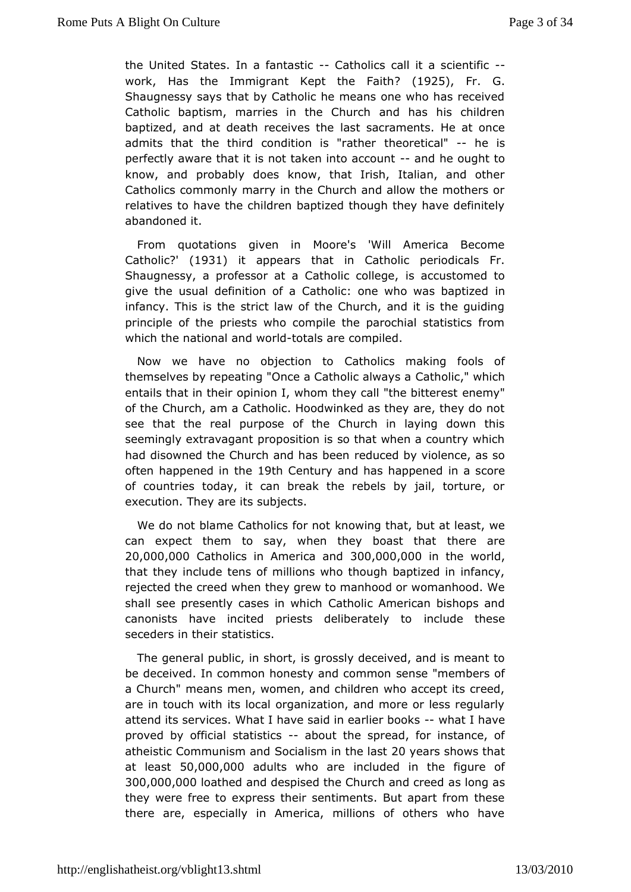the United States. In a fantastic -- Catholics call it a scientific -- work, Has the Immigrant Kept the Faith? (1925), Fr. G. Shaugnessy says that by Catholic he means one who has received Catholic baptism, marries in the Church and has his children baptized, and at death receives the last sacraments. He at once admits that the third condition is "rather theoretical" -- he is perfectly aware that it is not taken into account -- and he ought to know, and probably does know, that Irish, Italian, and other Catholics commonly marry in the Church and allow the mothers or relatives to have the children baptized though they have definitely abandoned it.

From quotations given in Moore's 'Will America Become Catholic?' (1931) it appears that in Catholic periodicals Fr. Shaugnessy, a professor at a Catholic college, is accustomed to give the usual definition of a Catholic: one who was baptized in infancy. This is the strict law of the Church, and it is the guiding principle of the priests who compile the parochial statistics from which the national and world-totals are compiled.

Now we have no objection to Catholics making fools of themselves by repeating "Once a Catholic always a Catholic," which entails that in their opinion I, whom they call "the bitterest enemy" of the Church, am a Catholic. Hoodwinked as they are, they do not see that the real purpose of the Church in laying down this seemingly extravagant proposition is so that when a country which had disowned the Church and has been reduced by violence, as so often happened in the 19th Century and has happened in a score of countries today, it can break the rebels by jail, torture, or execution. They are its subjects.

We do not blame Catholics for not knowing that, but at least, we can expect them to say, when they boast that there are 20,000,000 Catholics in America and 300,000,000 in the world, that they include tens of millions who though baptized in infancy, rejected the creed when they grew to manhood or womanhood. We shall see presently cases in which Catholic American bishops and canonists have incited priests deliberately to include these seceders in their statistics.

The general public, in short, is grossly deceived, and is meant to be deceived. In common honesty and common sense "members of a Church" means men, women, and children who accept its creed, are in touch with its local organization, and more or less regularly attend its services. What I have said in earlier books -- what I have proved by official statistics -- about the spread, for instance, of atheistic Communism and Socialism in the last 20 years shows that at least 50,000,000 adults who are included in the figure of 300,000,000 loathed and despised the Church and creed as long as they were free to express their sentiments. But apart from these there are, especially in America, millions of others who have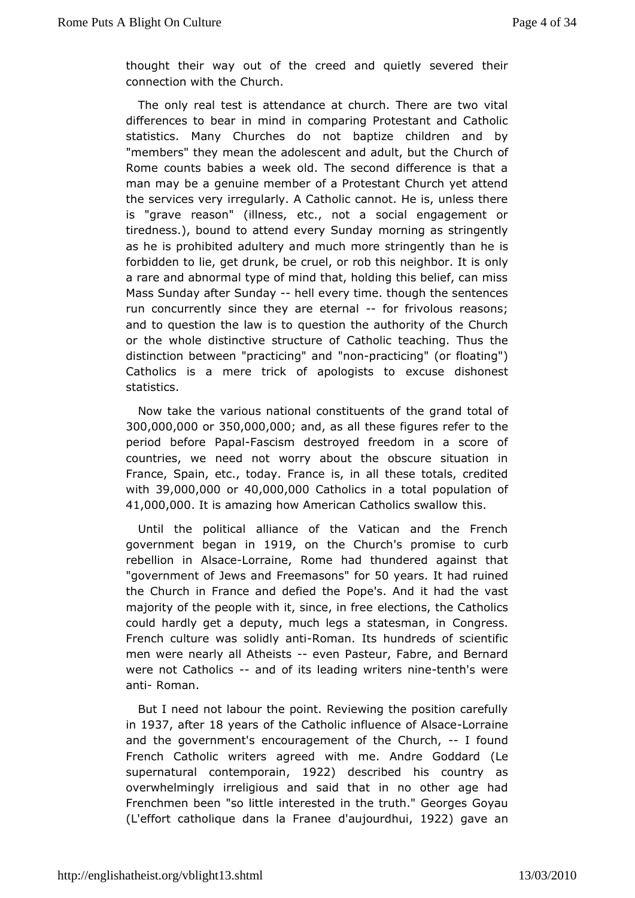thought their way out of the creed and quietly severed their connection with the Church.

The only real test is attendance at church. There are two vital differences to bear in mind in comparing Protestant and Catholic statistics. Many Churches do not baptize children and by "members" they mean the adolescent and adult, but the Church of Rome counts babies a week old. The second difference is that a man may be a genuine member of a Protestant Church yet attend the services very irregularly. A Catholic cannot. He is, unless there is "grave reason" (illness, etc., not a social engagement or tiredness.), bound to attend every Sunday morning as stringently as he is prohibited adultery and much more stringently than he is forbidden to lie, get drunk, be cruel, or rob this neighbor. It is only a rare and abnormal type of mind that, holding this belief, can miss Mass Sunday after Sunday -- hell every time. though the sentences run concurrently since they are eternal -- for frivolous reasons; and to question the law is to question the authority of the Church or the whole distinctive structure of Catholic teaching. Thus the distinction between "practicing" and "non-practicing" (or floating") Catholics is a mere trick of apologists to excuse dishonest statistics.

Now take the various national constituents of the grand total of 300,000,000 or 350,000,000; and, as all these figures refer to the period before Papal-Fascism destroyed freedom in a score of countries, we need not worry about the obscure situation in France, Spain, etc., today. France is, in all these totals, credited with 39,000,000 or 40,000,000 Catholics in a total population of 41,000,000. It is amazing how American Catholics swallow this.

Until the political alliance of the Vatican and the French government began in 1919, on the Church's promise to curb rebellion in Alsace-Lorraine, Rome had thundered against that "government of Jews and Freemasons" for 50 years. It had ruined the Church in France and defied the Pope's. And it had the vast majority of the people with it, since, in free elections, the Catholics could hardly get a deputy, much legs a statesman, in Congress. French culture was solidly anti-Roman. Its hundreds of scientific men were nearly all Atheists -- even Pasteur, Fabre, and Bernard were not Catholics -- and of its leading writers nine-tenth's were anti- Roman.

But I need not labour the point. Reviewing the position carefully in 1937, after 18 years of the Catholic influence of Alsace-Lorraine and the government's encouragement of the Church, -- I found French Catholic writers agreed with me. Andre Goddard (Le supernatural contemporain, 1922) described his country as overwhelmingly irreligious and said that in no other age had Frenchmen been "so little interested in the truth." Georges Goyau (L'effort catholique dans la Franee d'aujourdhui, 1922) gave an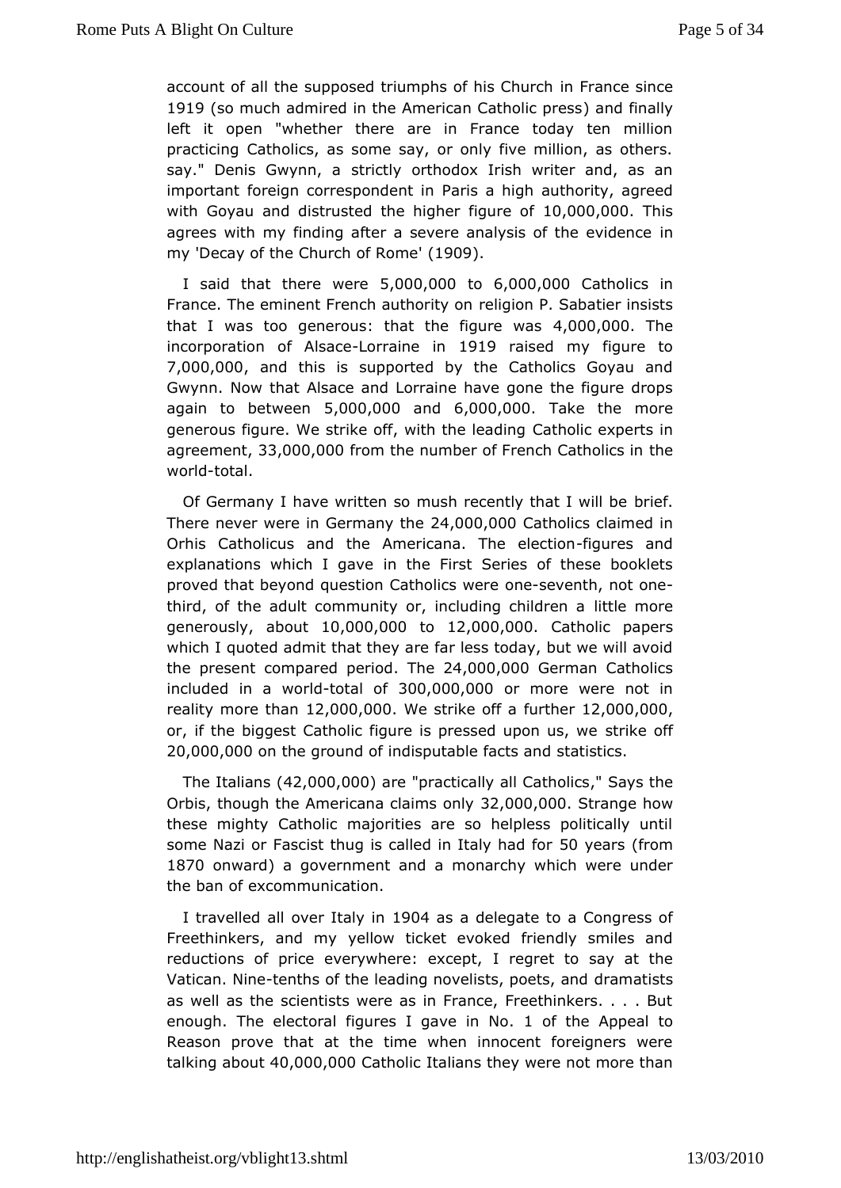account of all the supposed triumphs of his Church in France since 1919 (so much admired in the American Catholic press) and finally left it open "whether there are in France today ten million practicing Catholics, as some say, or only five million, as others. say." Denis Gwynn, a strictly orthodox Irish writer and, as an important foreign correspondent in Paris a high authority, agreed with Goyau and distrusted the higher figure of 10,000,000. This agrees with my finding after a severe analysis of the evidence in my 'Decay of the Church of Rome' (1909).

I said that there were 5,000,000 to 6,000,000 Catholics in France. The eminent French authority on religion P. Sabatier insists that I was too generous: that the figure was 4,000,000. The incorporation of Alsace-Lorraine in 1919 raised my figure to 7,000,000, and this is supported by the Catholics Goyau and Gwynn. Now that Alsace and Lorraine have gone the figure drops again to between 5,000,000 and 6,000,000. Take the more generous figure. We strike off, with the leading Catholic experts in agreement, 33,000,000 from the number of French Catholics in the world-total.

Of Germany I have written so mush recently that I will be brief. There never were in Germany the 24,000,000 Catholics claimed in Orhis Catholicus and the Americana. The election-figures and explanations which I gave in the First Series of these booklets proved that beyond question Catholics were one-seventh, not one-third, of the adult community or, including children a little more generously, about 10,000,000 to 12,000,000. Catholic papers which I quoted admit that they are far less today, but we will avoid the present compared period. The 24,000,000 German Catholics included in a world-total of 300,000,000 or more were not in reality more than 12,000,000. We strike off a further 12,000,000, or, if the biggest Catholic figure is pressed upon us, we strike off 20,000,000 on the ground of indisputable facts and statistics.

The Italians (42,000,000) are "practically all Catholics," Says the Orbis, though the Americana claims only 32,000,000. Strange how these mighty Catholic majorities are so helpless politically until some Nazi or Fascist thug is called in Italy had for 50 years (from 1870 onward) a government and a monarchy which were under the ban of excommunication.

I travelled all over Italy in 1904 as a delegate to a Congress of Freethinkers, and my yellow ticket evoked friendly smiles and reductions of price everywhere: except, I regret to say at the Vatican. Nine-tenths of the leading novelists, poets, and dramatists as well as the scientists were as in France, Freethinkers. . . . But enough. The electoral figures I gave in No. 1 of the Appeal to Reason prove that at the time when innocent foreigners were talking about 40,000,000 Catholic Italians they were not more than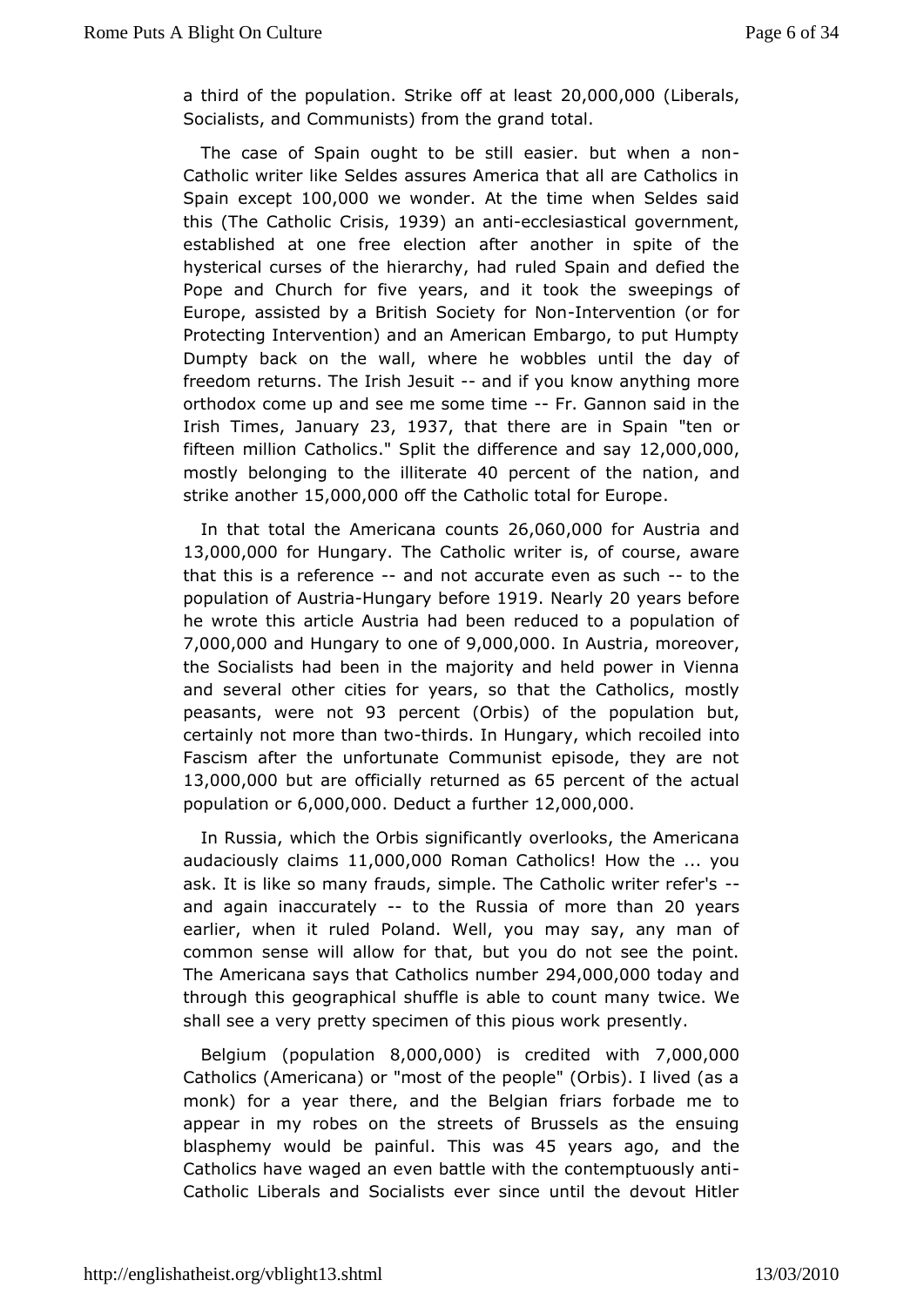a third of the population. Strike off at least 20,000,000 (Liberals, Socialists, and Communists) from the grand total.

The case of Spain ought to be still easier. but when a non-Catholic writer like Seldes assures America that all are Catholics in Spain except 100,000 we wonder. At the time when Seldes said this (The Catholic Crisis, 1939) an anti-ecclesiastical government, established at one free election after another in spite of the hysterical curses of the hierarchy, had ruled Spain and defied the Pope and Church for five years, and it took the sweepings of Europe, assisted by a British Society for Non-Intervention (or for Protecting Intervention) and an American Embargo, to put Humpty Dumpty back on the wall, where he wobbles until the day of freedom returns. The Irish Jesuit -- and if you know anything more orthodox come up and see me some time -- Fr. Gannon said in the Irish Times, January 23, 1937, that there are in Spain "ten or fifteen million Catholics." Split the difference and say 12,000,000, mostly belonging to the illiterate 40 percent of the nation, and strike another 15,000,000 off the Catholic total for Europe.

In that total the Americana counts 26,060,000 for Austria and 13,000,000 for Hungary. The Catholic writer is, of course, aware that this is a reference -- and not accurate even as such -- to the population of Austria-Hungary before 1919. Nearly 20 years before he wrote this article Austria had been reduced to a population of 7,000,000 and Hungary to one of 9,000,000. In Austria, moreover, the Socialists had been in the majority and held power in Vienna and several other cities for years, so that the Catholics, mostly peasants, were not 93 percent (Orbis) of the population but, certainly not more than two-thirds. In Hungary, which recoiled into Fascism after the unfortunate Communist episode, they are not 13,000,000 but are officially returned as 65 percent of the actual population or 6,000,000. Deduct a further 12,000,000.

In Russia, which the Orbis significantly overlooks, the Americana audaciously claims 11,000,000 Roman Catholics! How the ... you ask. It is like so many frauds, simple. The Catholic writer refer's -- and again inaccurately -- to the Russia of more than 20 years earlier, when it ruled Poland. Well, you may say, any man of common sense will allow for that, but you do not see the point. The Americana says that Catholics number 294,000,000 today and through this geographical shuffle is able to count many twice. We shall see a very pretty specimen of this pious work presently.

Belgium (population 8,000,000) is credited with 7,000,000 Catholics (Americana) or "most of the people" (Orbis). I lived (as a monk) for a year there, and the Belgian friars forbade me to appear in my robes on the streets of Brussels as the ensuing blasphemy would be painful. This was 45 years ago, and the Catholics have waged an even battle with the contemptuously anti-Catholic Liberals and Socialists ever since until the devout Hitler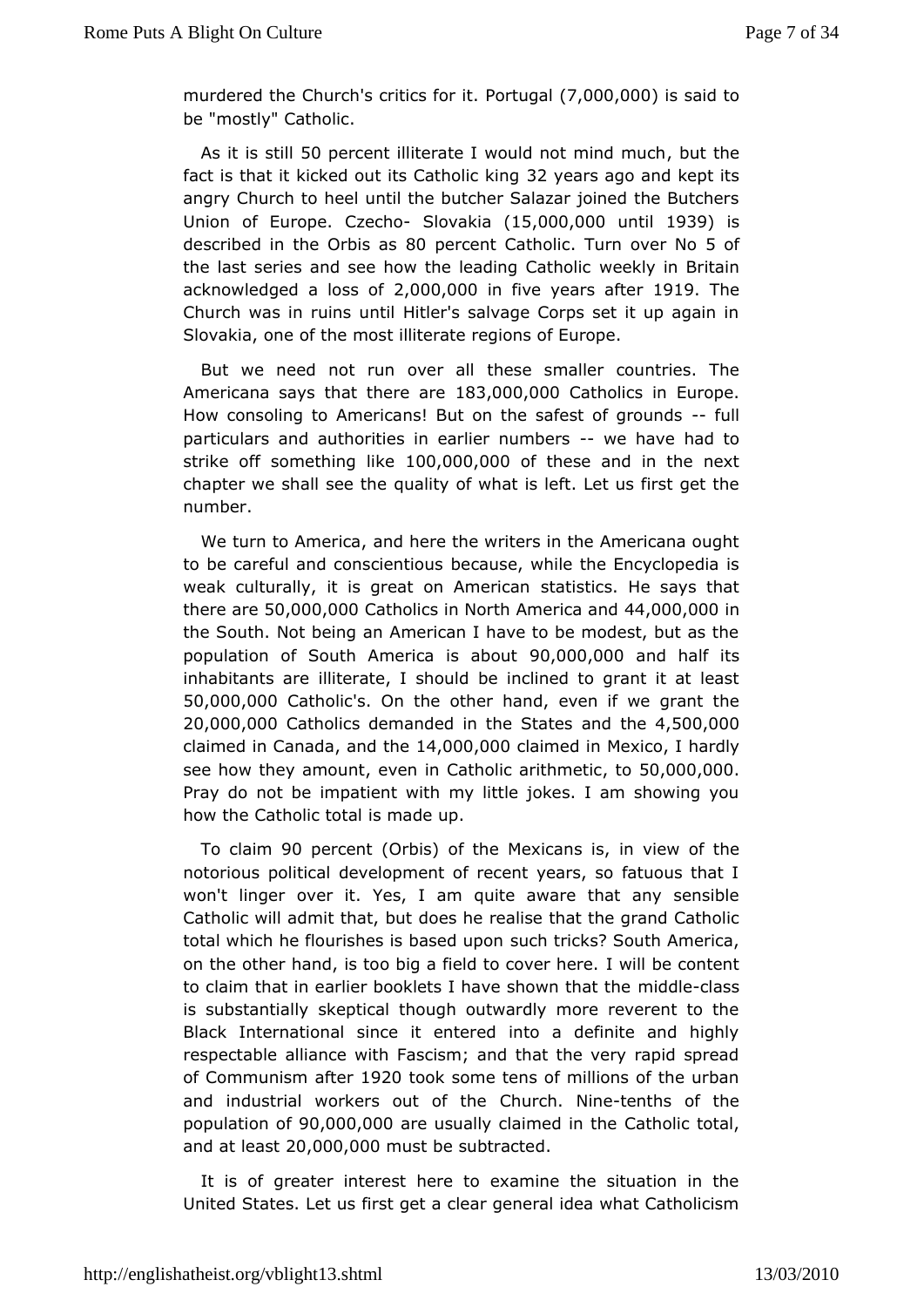murdered the Church's critics for it. Portugal (7,000,000) is said to be "mostly" Catholic.

As it is still 50 percent illiterate I would not mind much, but the fact is that it kicked out its Catholic king 32 years ago and kept its angry Church to heel until the butcher Salazar joined the Butchers Union of Europe. Czecho- Slovakia (15,000,000 until 1939) is described in the Orbis as 80 percent Catholic. Turn over No 5 of the last series and see how the leading Catholic weekly in Britain acknowledged a loss of 2,000,000 in five years after 1919. The Church was in ruins until Hitler's salvage Corps set it up again in Slovakia, one of the most illiterate regions of Europe.

But we need not run over all these smaller countries. The Americana says that there are 183,000,000 Catholics in Europe. How consoling to Americans! But on the safest of grounds -- full particulars and authorities in earlier numbers -- we have had to strike off something like 100,000,000 of these and in the next chapter we shall see the quality of what is left. Let us first get the number.

We turn to America, and here the writers in the Americana ought to be careful and conscientious because, while the Encyclopedia is weak culturally, it is great on American statistics. He says that there are 50,000,000 Catholics in North America and 44,000,000 in the South. Not being an American I have to be modest, but as the population of South America is about 90,000,000 and half its inhabitants are illiterate, I should be inclined to grant it at least 50,000,000 Catholic's. On the other hand, even if we grant the 20,000,000 Catholics demanded in the States and the 4,500,000 claimed in Canada, and the 14,000,000 claimed in Mexico, I hardly see how they amount, even in Catholic arithmetic, to 50,000,000. Pray do not be impatient with my little jokes. I am showing you how the Catholic total is made up.

To claim 90 percent (Orbis) of the Mexicans is, in view of the notorious political development of recent years, so fatuous that I won't linger over it. Yes, I am quite aware that any sensible Catholic will admit that, but does he realise that the grand Catholic total which he flourishes is based upon such tricks? South America, on the other hand, is too big a field to cover here. I will be content to claim that in earlier booklets I have shown that the middle-class is substantially skeptical though outwardly more reverent to the Black International since it entered into a definite and highly respectable alliance with Fascism; and that the very rapid spread of Communism after 1920 took some tens of millions of the urban and industrial workers out of the Church. Nine-tenths of the population of 90,000,000 are usually claimed in the Catholic total, and at least 20,000,000 must be subtracted.

It is of greater interest here to examine the situation in the United States. Let us first get a clear general idea what Catholicism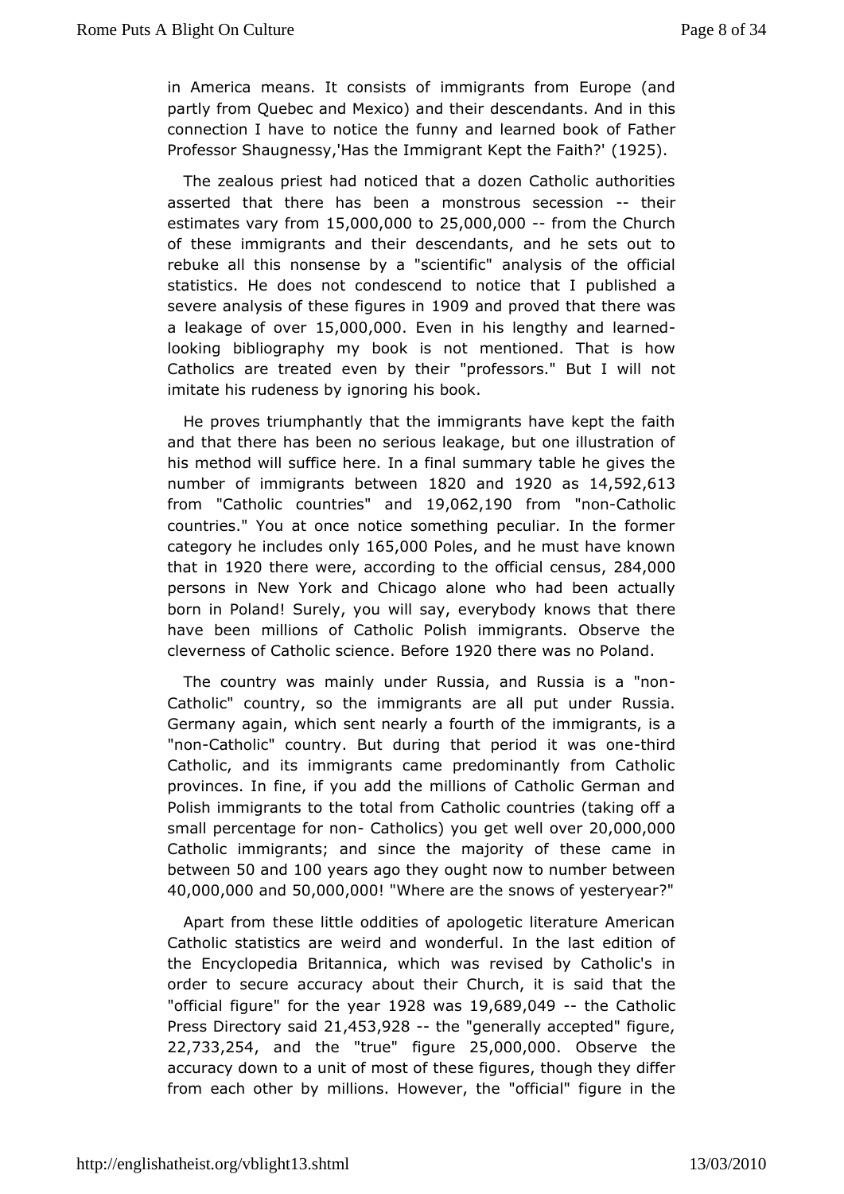in America means. It consists of immigrants from Europe (and partly from Quebec and Mexico) and their descendants. And in this connection I have to notice the funny and learned book of Father Professor Shaugnessy,'Has the Immigrant Kept the Faith?' (1925).

The zealous priest had noticed that a dozen Catholic authorities asserted that there has been a monstrous secession -- their estimates vary from 15,000,000 to 25,000,000 -- from the Church of these immigrants and their descendants, and he sets out to rebuke all this nonsense by a "scientific" analysis of the official statistics. He does not condescend to notice that I published a severe analysis of these figures in 1909 and proved that there was a leakage of over 15,000,000. Even in his lengthy and learned-looking bibliography my book is not mentioned. That is how Catholics are treated even by their "professors." But I will not imitate his rudeness by ignoring his book.

He proves triumphantly that the immigrants have kept the faith and that there has been no serious leakage, but one illustration of his method will suffice here. In a final summary table he gives the number of immigrants between 1820 and 1920 as 14,592,613 from "Catholic countries" and 19,062,190 from "non-Catholic countries." You at once notice something peculiar. In the former category he includes only 165,000 Poles, and he must have known that in 1920 there were, according to the official census, 284,000 persons in New York and Chicago alone who had been actually born in Poland! Surely, you will say, everybody knows that there have been millions of Catholic Polish immigrants. Observe the cleverness of Catholic science. Before 1920 there was no Poland.

The country was mainly under Russia, and Russia is a "non-Catholic" country, so the immigrants are all put under Russia. Germany again, which sent nearly a fourth of the immigrants, is a "non-Catholic" country. But during that period it was one-third Catholic, and its immigrants came predominantly from Catholic provinces. In fine, if you add the millions of Catholic German and Polish immigrants to the total from Catholic countries (taking off a small percentage for non- Catholics) you get well over 20,000,000 Catholic immigrants; and since the majority of these came in between 50 and 100 years ago they ought now to number between 40,000,000 and 50,000,000! "Where are the snows of yesteryear?"

Apart from these little oddities of apologetic literature American Catholic statistics are weird and wonderful. In the last edition of the Encyclopedia Britannica, which was revised by Catholic's in order to secure accuracy about their Church, it is said that the "official figure" for the year 1928 was 19,689,049 -- the Catholic Press Directory said 21,453,928 -- the "generally accepted" figure, 22,733,254, and the "true" figure 25,000,000. Observe the accuracy down to a unit of most of these figures, though they differ from each other by millions. However, the "official" figure in the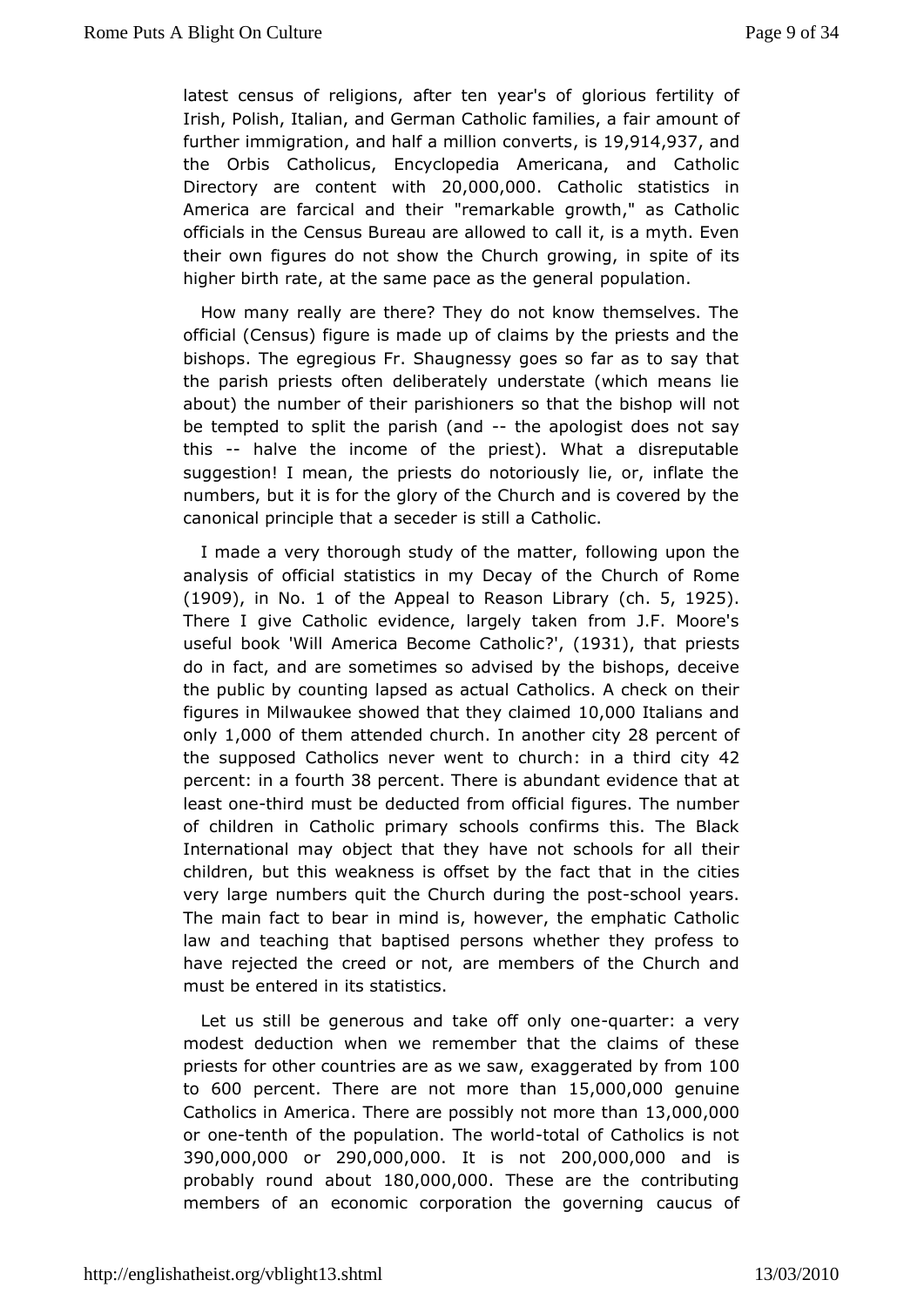latest census of religions, after ten year's of glorious fertility of Irish, Polish, Italian, and German Catholic families, a fair amount of further immigration, and half a million converts, is 19,914,937, and the Orbis Catholicus, Encyclopedia Americana, and Catholic Directory are content with 20,000,000. Catholic statistics in America are farcical and their "remarkable growth," as Catholic officials in the Census Bureau are allowed to call it, is a myth. Even their own figures do not show the Church growing, in spite of its higher birth rate, at the same pace as the general population.

How many really are there? They do not know themselves. The official (Census) figure is made up of claims by the priests and the bishops. The egregious Fr. Shaugnessy goes so far as to say that the parish priests often deliberately understate (which means lie about) the number of their parishioners so that the bishop will not be tempted to split the parish (and -- the apologist does not say this -- halve the income of the priest). What a disreputable suggestion! I mean, the priests do notoriously lie, or, inflate the numbers, but it is for the glory of the Church and is covered by the canonical principle that a seceder is still a Catholic.

I made a very thorough study of the matter, following upon the analysis of official statistics in my Decay of the Church of Rome (1909), in No. 1 of the Appeal to Reason Library (ch. 5, 1925). There I give Catholic evidence, largely taken from J.F. Moore's useful book 'Will America Become Catholic?', (1931), that priests do in fact, and are sometimes so advised by the bishops, deceive the public by counting lapsed as actual Catholics. A check on their figures in Milwaukee showed that they claimed 10,000 Italians and only 1,000 of them attended church. In another city 28 percent of the supposed Catholics never went to church: in a third city 42 percent: in a fourth 38 percent. There is abundant evidence that at least one-third must be deducted from official figures. The number of children in Catholic primary schools confirms this. The Black International may object that they have not schools for all their children, but this weakness is offset by the fact that in the cities very large numbers quit the Church during the post-school years. The main fact to bear in mind is, however, the emphatic Catholic law and teaching that baptised persons whether they profess to have rejected the creed or not, are members of the Church and must be entered in its statistics.

Let us still be generous and take off only one-quarter: a very modest deduction when we remember that the claims of these priests for other countries are as we saw, exaggerated by from 100 to 600 percent. There are not more than 15,000,000 genuine Catholics in America. There are possibly not more than 13,000,000 or one-tenth of the population. The world-total of Catholics is not 390,000,000 or 290,000,000. It is not 200,000,000 and is probably round about 180,000,000. These are the contributing members of an economic corporation the governing caucus of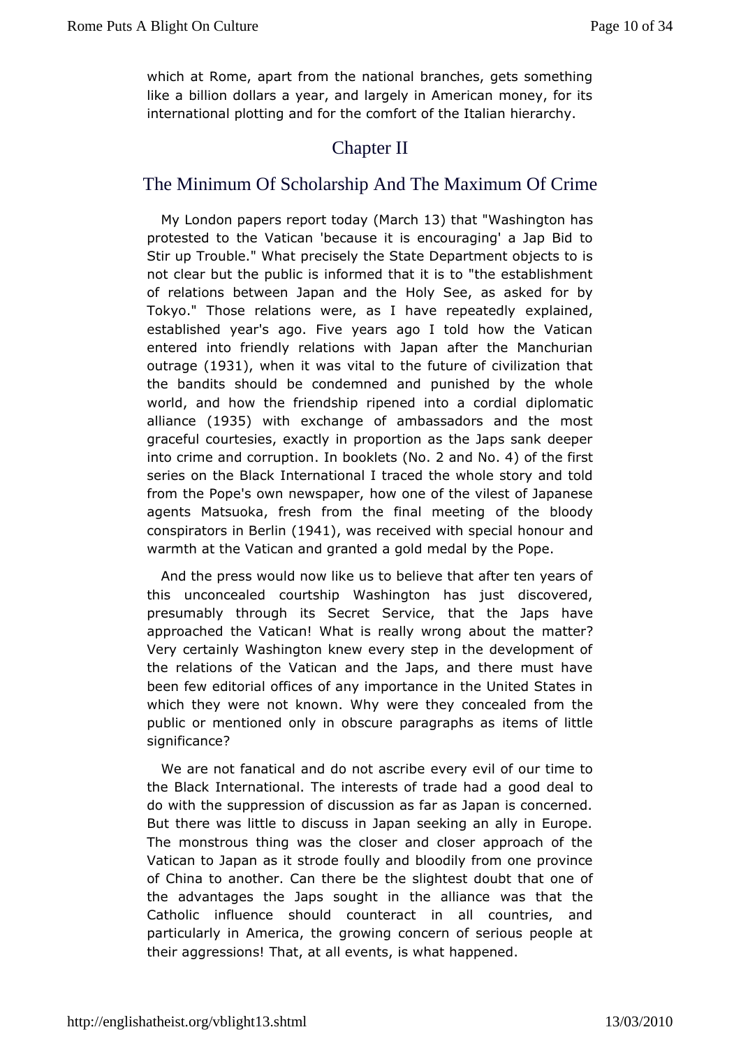which at Rome, apart from the national branches, gets something like a billion dollars a year, and largely in American money, for its international plotting and for the comfort of the Italian hierarchy.

## Chapter II

## The Minimum Of Scholarship And The Maximum Of Crime

My London papers report today (March 13) that "Washington has protested to the Vatican 'because it is encouraging' a Jap Bid to Stir up Trouble." What precisely the State Department objects to is not clear but the public is informed that it is to "the establishment of relations between Japan and the Holy See, as asked for by Tokyo." Those relations were, as I have repeatedly explained, established year's ago. Five years ago I told how the Vatican entered into friendly relations with Japan after the Manchurian outrage (1931), when it was vital to the future of civilization that the bandits should be condemned and punished by the whole world, and how the friendship ripened into a cordial diplomatic alliance (1935) with exchange of ambassadors and the most graceful courtesies, exactly in proportion as the Japs sank deeper into crime and corruption. In booklets (No. 2 and No. 4) of the first series on the Black International I traced the whole story and told from the Pope's own newspaper, how one of the vilest of Japanese agents Matsuoka, fresh from the final meeting of the bloody conspirators in Berlin (1941), was received with special honour and warmth at the Vatican and granted a gold medal by the Pope.

And the press would now like us to believe that after ten years of this unconcealed courtship Washington has just discovered, presumably through its Secret Service, that the Japs have approached the Vatican! What is really wrong about the matter? Very certainly Washington knew every step in the development of the relations of the Vatican and the Japs, and there must have been few editorial offices of any importance in the United States in which they were not known. Why were they concealed from the public or mentioned only in obscure paragraphs as items of little significance?

We are not fanatical and do not ascribe every evil of our time to the Black International. The interests of trade had a good deal to do with the suppression of discussion as far as Japan is concerned. But there was little to discuss in Japan seeking an ally in Europe. The monstrous thing was the closer and closer approach of the Vatican to Japan as it strode foully and bloodily from one province of China to another. Can there be the slightest doubt that one of the advantages the Japs sought in the alliance was that the Catholic influence should counteract in all countries, and particularly in America, the growing concern of serious people at their aggressions! That, at all events, is what happened.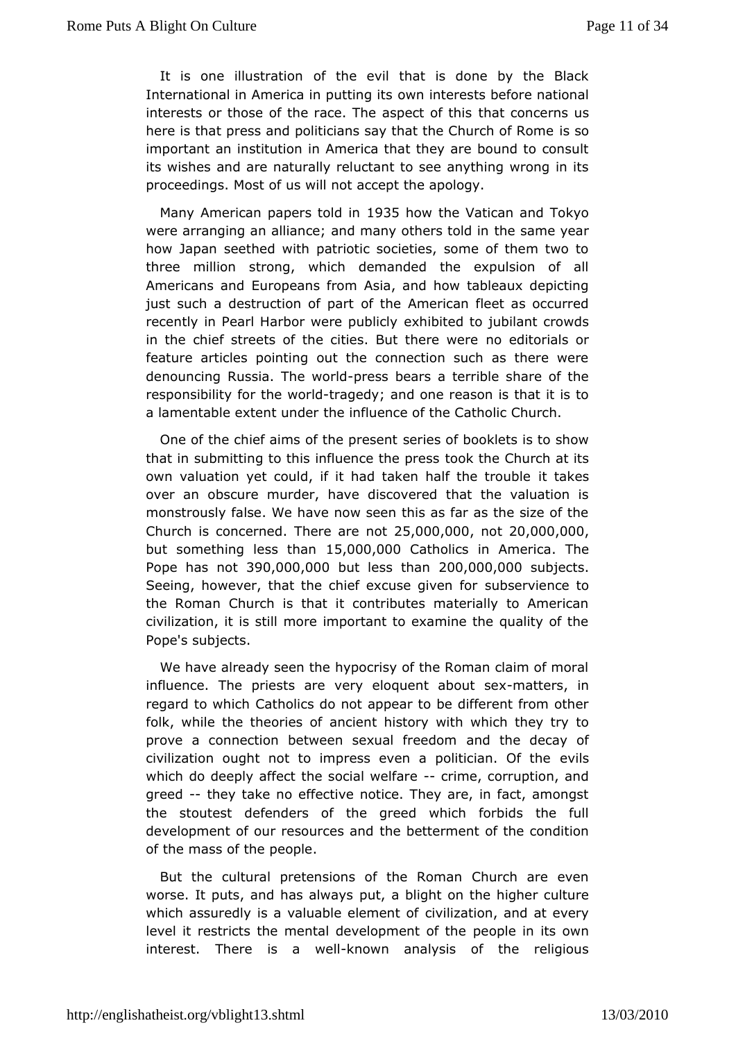It is one illustration of the evil that is done by the Black International in America in putting its own interests before national interests or those of the race. The aspect of this that concerns us here is that press and politicians say that the Church of Rome is so important an institution in America that they are bound to consult its wishes and are naturally reluctant to see anything wrong in its proceedings. Most of us will not accept the apology.

Many American papers told in 1935 how the Vatican and Tokyo were arranging an alliance; and many others told in the same year how Japan seethed with patriotic societies, some of them two to three million strong, which demanded the expulsion of all Americans and Europeans from Asia, and how tableaux depicting just such a destruction of part of the American fleet as occurred recently in Pearl Harbor were publicly exhibited to jubilant crowds in the chief streets of the cities. But there were no editorials or feature articles pointing out the connection such as there were denouncing Russia. The world-press bears a terrible share of the responsibility for the world-tragedy; and one reason is that it is to a lamentable extent under the influence of the Catholic Church.

One of the chief aims of the present series of booklets is to show that in submitting to this influence the press took the Church at its own valuation yet could, if it had taken half the trouble it takes over an obscure murder, have discovered that the valuation is monstrously false. We have now seen this as far as the size of the Church is concerned. There are not 25,000,000, not 20,000,000, but something less than 15,000,000 Catholics in America. The Pope has not 390,000,000 but less than 200,000,000 subjects. Seeing, however, that the chief excuse given for subservience to the Roman Church is that it contributes materially to American civilization, it is still more important to examine the quality of the Pope's subjects.

We have already seen the hypocrisy of the Roman claim of moral influence. The priests are very eloquent about sex-matters, in regard to which Catholics do not appear to be different from other folk, while the theories of ancient history with which they try to prove a connection between sexual freedom and the decay of civilization ought not to impress even a politician. Of the evils which do deeply affect the social welfare -- crime, corruption, and greed -- they take no effective notice. They are, in fact, amongst the stoutest defenders of the greed which forbids the full development of our resources and the betterment of the condition of the mass of the people.

But the cultural pretensions of the Roman Church are even worse. It puts, and has always put, a blight on the higher culture which assuredly is a valuable element of civilization, and at every level it restricts the mental development of the people in its own interest. There is a well-known analysis of the religious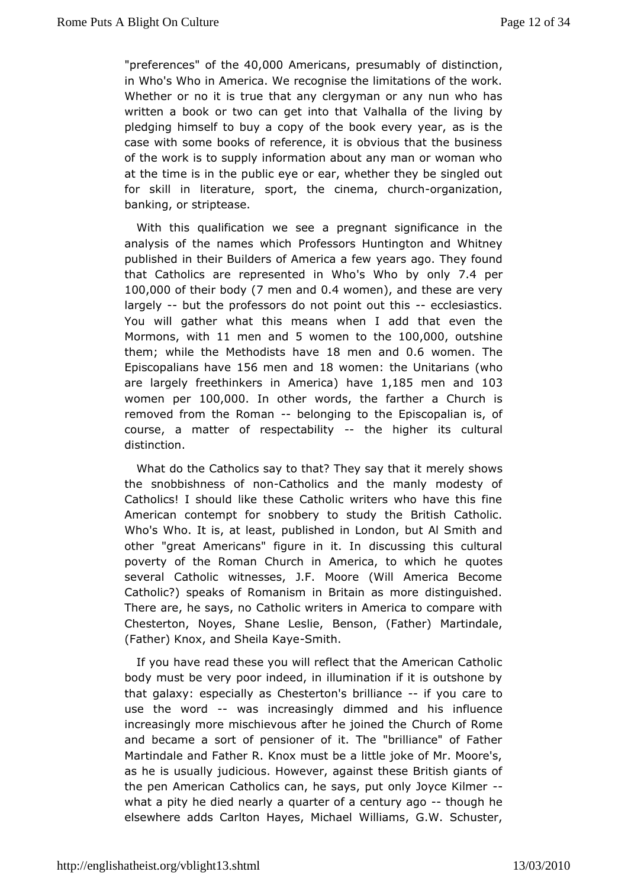"preferences" of the 40,000 Americans, presumably of distinction, in Who's Who in America. We recognise the limitations of the work. Whether or no it is true that any clergyman or any nun who has written a book or two can get into that Valhalla of the living by pledging himself to buy a copy of the book every year, as is the case with some books of reference, it is obvious that the business of the work is to supply information about any man or woman who at the time is in the public eye or ear, whether they be singled out for skill in literature, sport, the cinema, church-organization, banking, or striptease.

With this qualification we see a pregnant significance in the analysis of the names which Professors Huntington and Whitney published in their Builders of America a few years ago. They found that Catholics are represented in Who's Who by only 7.4 per 100,000 of their body (7 men and 0.4 women), and these are very largely -- but the professors do not point out this -- ecclesiastics. You will gather what this means when I add that even the Mormons, with 11 men and 5 women to the 100,000, outshine them; while the Methodists have 18 men and 0.6 women. The Episcopalians have 156 men and 18 women: the Unitarians (who are largely freethinkers in America) have 1,185 men and 103 women per 100,000. In other words, the farther a Church is removed from the Roman -- belonging to the Episcopalian is, of course, a matter of respectability -- the higher its cultural distinction.

What do the Catholics say to that? They say that it merely shows the snobbishness of non-Catholics and the manly modesty of Catholics! I should like these Catholic writers who have this fine American contempt for snobbery to study the British Catholic. Who's Who. It is, at least, published in London, but Al Smith and other "great Americans" figure in it. In discussing this cultural poverty of the Roman Church in America, to which he quotes several Catholic witnesses, J.F. Moore (Will America Become Catholic?) speaks of Romanism in Britain as more distinguished. There are, he says, no Catholic writers in America to compare with Chesterton, Noyes, Shane Leslie, Benson, (Father) Martindale, (Father) Knox, and Sheila Kaye-Smith.

If you have read these you will reflect that the American Catholic body must be very poor indeed, in illumination if it is outshone by that galaxy: especially as Chesterton's brilliance -- if you care to use the word -- was increasingly dimmed and his influence increasingly more mischievous after he joined the Church of Rome and became a sort of pensioner of it. The "brilliance" of Father Martindale and Father R. Knox must be a little joke of Mr. Moore's, as he is usually judicious. However, against these British giants of the pen American Catholics can, he says, put only Joyce Kilmer -- what a pity he died nearly a quarter of a century ago -- though he elsewhere adds Carlton Hayes, Michael Williams, G.W. Schuster,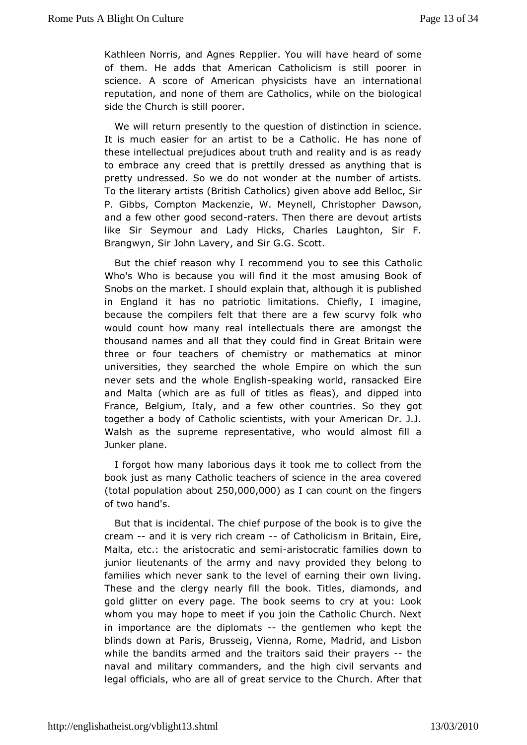Kathleen Norris, and Agnes Repplier. You will have heard of some of them. He adds that American Catholicism is still poorer in science. A score of American physicists have an international reputation, and none of them are Catholics, while on the biological side the Church is still poorer.

We will return presently to the question of distinction in science. It is much easier for an artist to be a Catholic. He has none of these intellectual prejudices about truth and reality and is as ready to embrace any creed that is prettily dressed as anything that is pretty undressed. So we do not wonder at the number of artists. To the literary artists (British Catholics) given above add Belloc, Sir P. Gibbs, Compton Mackenzie, W. Meynell, Christopher Dawson, and a few other good second-raters. Then there are devout artists like Sir Seymour and Lady Hicks, Charles Laughton, Sir F. Brangwyn, Sir John Lavery, and Sir G.G. Scott.

But the chief reason why I recommend you to see this Catholic Who's Who is because you will find it the most amusing Book of Snobs on the market. I should explain that, although it is published in England it has no patriotic limitations. Chiefly, I imagine, because the compilers felt that there are a few scurvy folk who would count how many real intellectuals there are amongst the thousand names and all that they could find in Great Britain were three or four teachers of chemistry or mathematics at minor universities, they searched the whole Empire on which the sun never sets and the whole English-speaking world, ransacked Eire and Malta (which are as full of titles as fleas), and dipped into France, Belgium, Italy, and a few other countries. So they got together a body of Catholic scientists, with your American Dr. J.J. Walsh as the supreme representative, who would almost fill a Junker plane.

I forgot how many laborious days it took me to collect from the book just as many Catholic teachers of science in the area covered (total population about 250,000,000) as I can count on the fingers of two hand's.

But that is incidental. The chief purpose of the book is to give the cream -- and it is very rich cream -- of Catholicism in Britain, Eire, Malta, etc.: the aristocratic and semi-aristocratic families down to junior lieutenants of the army and navy provided they belong to families which never sank to the level of earning their own living. These and the clergy nearly fill the book. Titles, diamonds, and gold glitter on every page. The book seems to cry at you: Look whom you may hope to meet if you join the Catholic Church. Next in importance are the diplomats -- the gentlemen who kept the blinds down at Paris, Brusseig, Vienna, Rome, Madrid, and Lisbon while the bandits armed and the traitors said their prayers -- the naval and military commanders, and the high civil servants and legal officials, who are all of great service to the Church. After that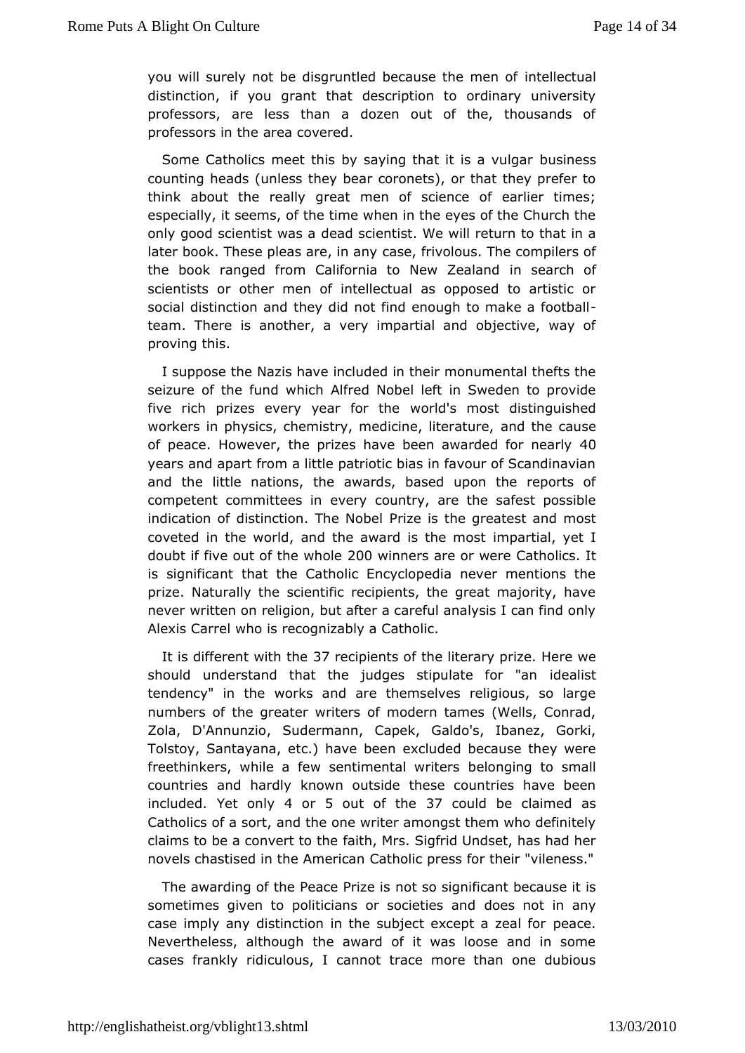you will surely not be disgruntled because the men of intellectual distinction, if you grant that description to ordinary university professors, are less than a dozen out of the, thousands of professors in the area covered.

Some Catholics meet this by saying that it is a vulgar business counting heads (unless they bear coronets), or that they prefer to think about the really great men of science of earlier times; especially, it seems, of the time when in the eyes of the Church the only good scientist was a dead scientist. We will return to that in a later book. These pleas are, in any case, frivolous. The compilers of the book ranged from California to New Zealand in search of scientists or other men of intellectual as opposed to artistic or social distinction and they did not find enough to make a football-team. There is another, a very impartial and objective, way of proving this.

I suppose the Nazis have included in their monumental thefts the seizure of the fund which Alfred Nobel left in Sweden to provide five rich prizes every year for the world's most distinguished workers in physics, chemistry, medicine, literature, and the cause of peace. However, the prizes have been awarded for nearly 40 years and apart from a little patriotic bias in favour of Scandinavian and the little nations, the awards, based upon the reports of competent committees in every country, are the safest possible indication of distinction. The Nobel Prize is the greatest and most coveted in the world, and the award is the most impartial, yet I doubt if five out of the whole 200 winners are or were Catholics. It is significant that the Catholic Encyclopedia never mentions the prize. Naturally the scientific recipients, the great majority, have never written on religion, but after a careful analysis I can find only Alexis Carrel who is recognizably a Catholic.

It is different with the 37 recipients of the literary prize. Here we should understand that the judges stipulate for "an idealist tendency" in the works and are themselves religious, so large numbers of the greater writers of modern tames (Wells, Conrad, Zola, D'Annunzio, Sudermann, Capek, Galdo's, Ibanez, Gorki, Tolstoy, Santayana, etc.) have been excluded because they were freethinkers, while a few sentimental writers belonging to small countries and hardly known outside these countries have been included. Yet only 4 or 5 out of the 37 could be claimed as Catholics of a sort, and the one writer amongst them who definitely claims to be a convert to the faith, Mrs. Sigfrid Undset, has had her novels chastised in the American Catholic press for their "vileness."

The awarding of the Peace Prize is not so significant because it is sometimes given to politicians or societies and does not in any case imply any distinction in the subject except a zeal for peace. Nevertheless, although the award of it was loose and in some cases frankly ridiculous, I cannot trace more than one dubious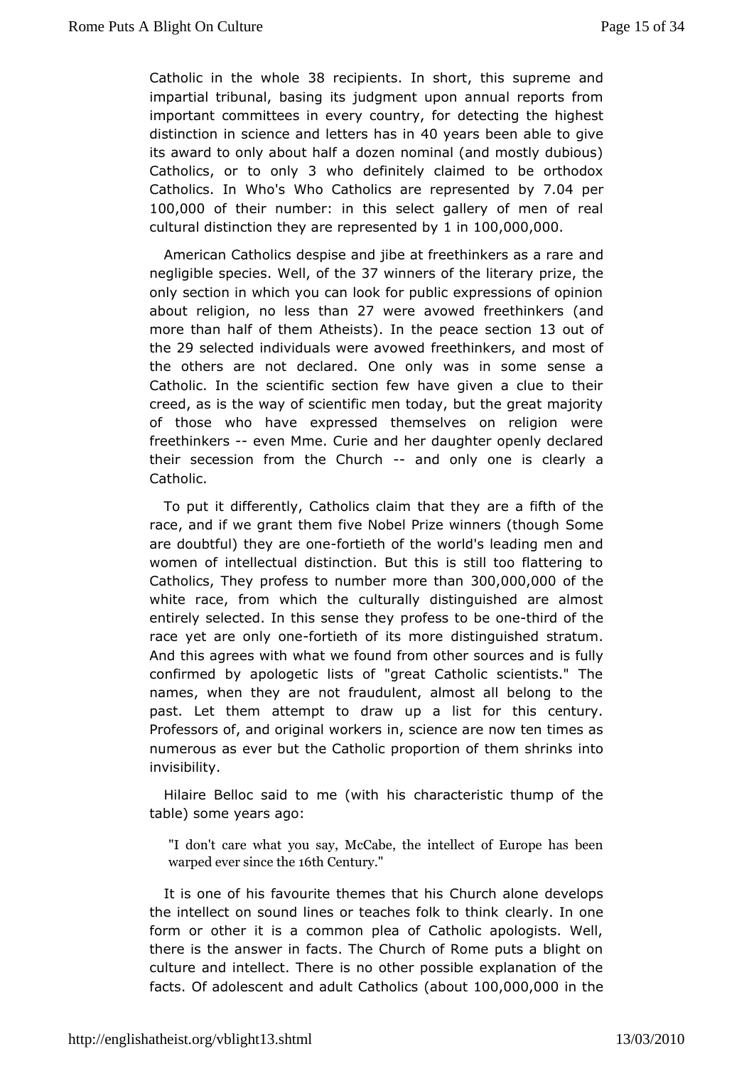Catholic in the whole 38 recipients. In short, this supreme and impartial tribunal, basing its judgment upon annual reports from important committees in every country, for detecting the highest distinction in science and letters has in 40 years been able to give its award to only about half a dozen nominal (and mostly dubious) Catholics, or to only 3 who definitely claimed to be orthodox Catholics. In Who's Who Catholics are represented by 7.04 per 100,000 of their number: in this select gallery of men of real cultural distinction they are represented by 1 in 100,000,000.

American Catholics despise and jibe at freethinkers as a rare and negligible species. Well, of the 37 winners of the literary prize, the only section in which you can look for public expressions of opinion about religion, no less than 27 were avowed freethinkers (and more than half of them Atheists). In the peace section 13 out of the 29 selected individuals were avowed freethinkers, and most of the others are not declared. One only was in some sense a Catholic. In the scientific section few have given a clue to their creed, as is the way of scientific men today, but the great majority of those who have expressed themselves on religion were freethinkers -- even Mme. Curie and her daughter openly declared their secession from the Church -- and only one is clearly a Catholic.

To put it differently, Catholics claim that they are a fifth of the race, and if we grant them five Nobel Prize winners (though Some are doubtful) they are one-fortieth of the world's leading men and women of intellectual distinction. But this is still too flattering to Catholics, They profess to number more than 300,000,000 of the white race, from which the culturally distinguished are almost entirely selected. In this sense they profess to be one-third of the race yet are only one-fortieth of its more distinguished stratum. And this agrees with what we found from other sources and is fully confirmed by apologetic lists of "great Catholic scientists." The names, when they are not fraudulent, almost all belong to the past. Let them attempt to draw up a list for this century. Professors of, and original workers in, science are now ten times as numerous as ever but the Catholic proportion of them shrinks into invisibility.

Hilaire Belloc said to me (with his characteristic thump of the table) some years ago:

> "I don't care what you say, McCabe, the intellect of Europe has been warped ever since the 16th Century."

It is one of his favourite themes that his Church alone develops the intellect on sound lines or teaches folk to think clearly. In one form or other it is a common plea of Catholic apologists. Well, there is the answer in facts. The Church of Rome puts a blight on culture and intellect. There is no other possible explanation of the facts. Of adolescent and adult Catholics (about 100,000,000 in the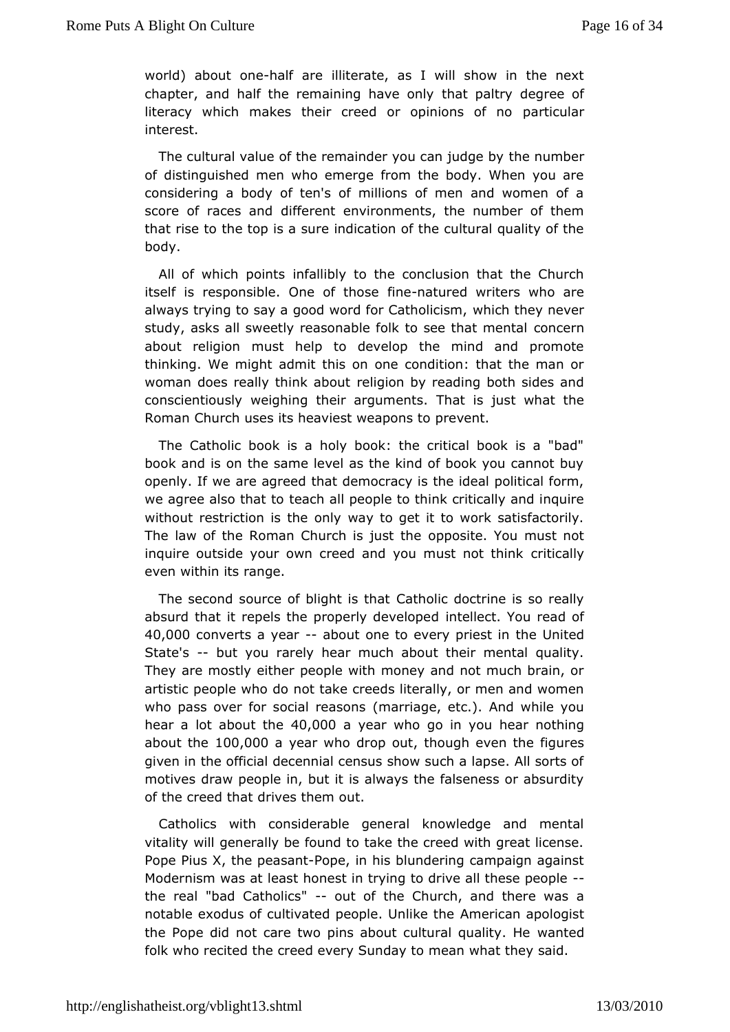world) about one-half are illiterate, as I will show in the next chapter, and half the remaining have only that paltry degree of literacy which makes their creed or opinions of no particular interest.

The cultural value of the remainder you can judge by the number of distinguished men who emerge from the body. When you are considering a body of ten's of millions of men and women of a score of races and different environments, the number of them that rise to the top is a sure indication of the cultural quality of the body.

All of which points infallibly to the conclusion that the Church itself is responsible. One of those fine-natured writers who are always trying to say a good word for Catholicism, which they never study, asks all sweetly reasonable folk to see that mental concern about religion must help to develop the mind and promote thinking. We might admit this on one condition: that the man or woman does really think about religion by reading both sides and conscientiously weighing their arguments. That is just what the Roman Church uses its heaviest weapons to prevent.

The Catholic book is a holy book: the critical book is a "bad" book and is on the same level as the kind of book you cannot buy openly. If we are agreed that democracy is the ideal political form, we agree also that to teach all people to think critically and inquire without restriction is the only way to get it to work satisfactorily. The law of the Roman Church is just the opposite. You must not inquire outside your own creed and you must not think critically even within its range.

The second source of blight is that Catholic doctrine is so really absurd that it repels the properly developed intellect. You read of 40,000 converts a year -- about one to every priest in the United State's -- but you rarely hear much about their mental quality. They are mostly either people with money and not much brain, or artistic people who do not take creeds literally, or men and women who pass over for social reasons (marriage, etc.). And while you hear a lot about the 40,000 a year who go in you hear nothing about the 100,000 a year who drop out, though even the figures given in the official decennial census show such a lapse. All sorts of motives draw people in, but it is always the falseness or absurdity of the creed that drives them out.

Catholics with considerable general knowledge and mental vitality will generally be found to take the creed with great license. Pope Pius X, the peasant-Pope, in his blundering campaign against Modernism was at least honest in trying to drive all these people -- the real "bad Catholics" -- out of the Church, and there was a notable exodus of cultivated people. Unlike the American apologist the Pope did not care two pins about cultural quality. He wanted folk who recited the creed every Sunday to mean what they said.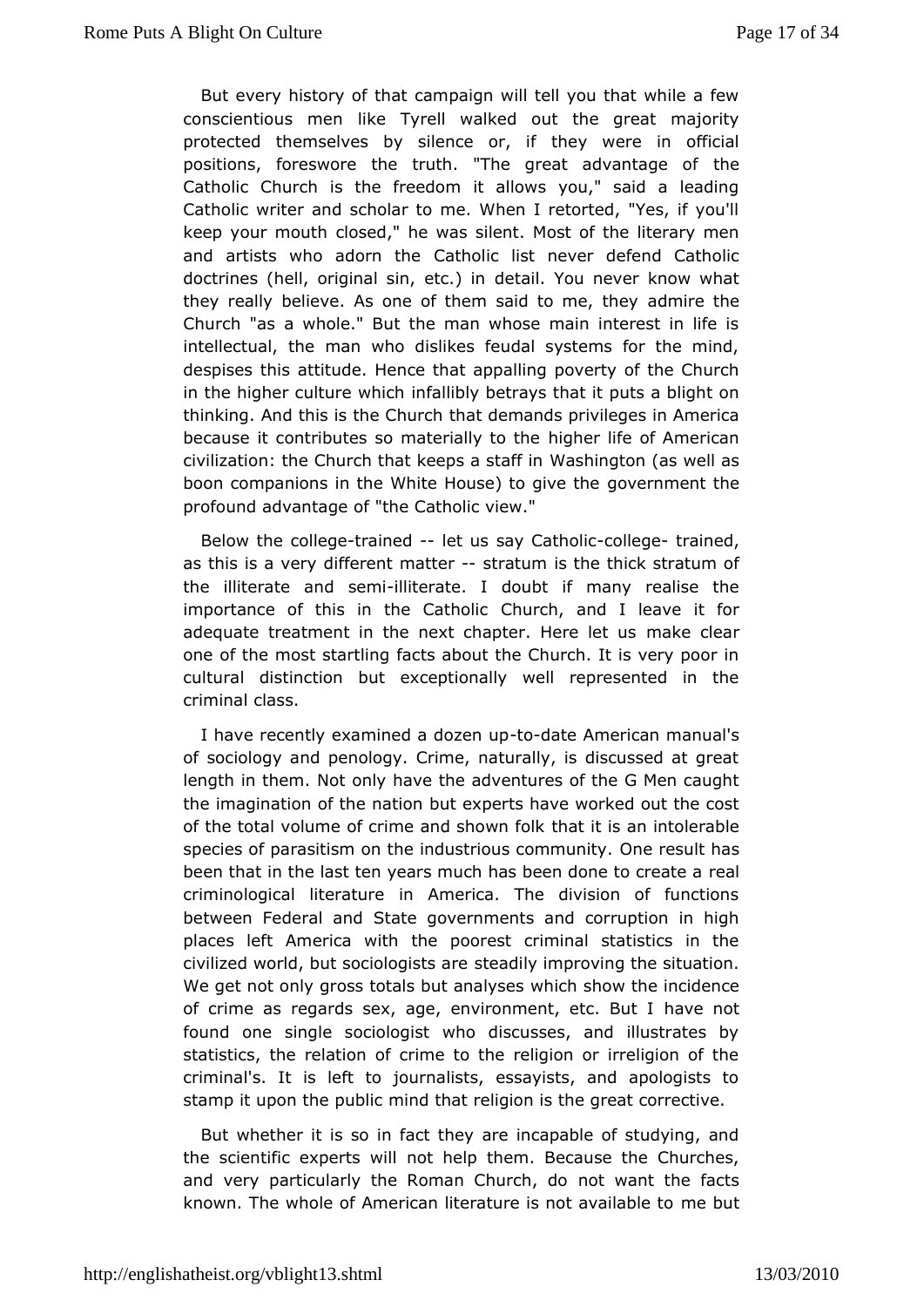But every history of that campaign will tell you that while a few conscientious men like Tyrell walked out the great majority protected themselves by silence or, if they were in official positions, foreswore the truth. "The great advantage of the Catholic Church is the freedom it allows you," said a leading Catholic writer and scholar to me. When I retorted, "Yes, if you'll keep your mouth closed," he was silent. Most of the literary men and artists who adorn the Catholic list never defend Catholic doctrines (hell, original sin, etc.) in detail. You never know what they really believe. As one of them said to me, they admire the Church "as a whole." But the man whose main interest in life is intellectual, the man who dislikes feudal systems for the mind, despises this attitude. Hence that appalling poverty of the Church in the higher culture which infallibly betrays that it puts a blight on thinking. And this is the Church that demands privileges in America because it contributes so materially to the higher life of American civilization: the Church that keeps a staff in Washington (as well as boon companions in the White House) to give the government the profound advantage of "the Catholic view."

Below the college-trained -- let us say Catholic-college- trained, as this is a very different matter -- stratum is the thick stratum of the illiterate and semi-illiterate. I doubt if many realise the importance of this in the Catholic Church, and I leave it for adequate treatment in the next chapter. Here let us make clear one of the most startling facts about the Church. It is very poor in cultural distinction but exceptionally well represented in the criminal class.

I have recently examined a dozen up-to-date American manual's of sociology and penology. Crime, naturally, is discussed at great length in them. Not only have the adventures of the G Men caught the imagination of the nation but experts have worked out the cost of the total volume of crime and shown folk that it is an intolerable species of parasitism on the industrious community. One result has been that in the last ten years much has been done to create a real criminological literature in America. The division of functions between Federal and State governments and corruption in high places left America with the poorest criminal statistics in the civilized world, but sociologists are steadily improving the situation. We get not only gross totals but analyses which show the incidence of crime as regards sex, age, environment, etc. But I have not found one single sociologist who discusses, and illustrates by statistics, the relation of crime to the religion or irreligion of the criminal's. It is left to journalists, essayists, and apologists to stamp it upon the public mind that religion is the great corrective.

But whether it is so in fact they are incapable of studying, and the scientific experts will not help them. Because the Churches, and very particularly the Roman Church, do not want the facts known. The whole of American literature is not available to me but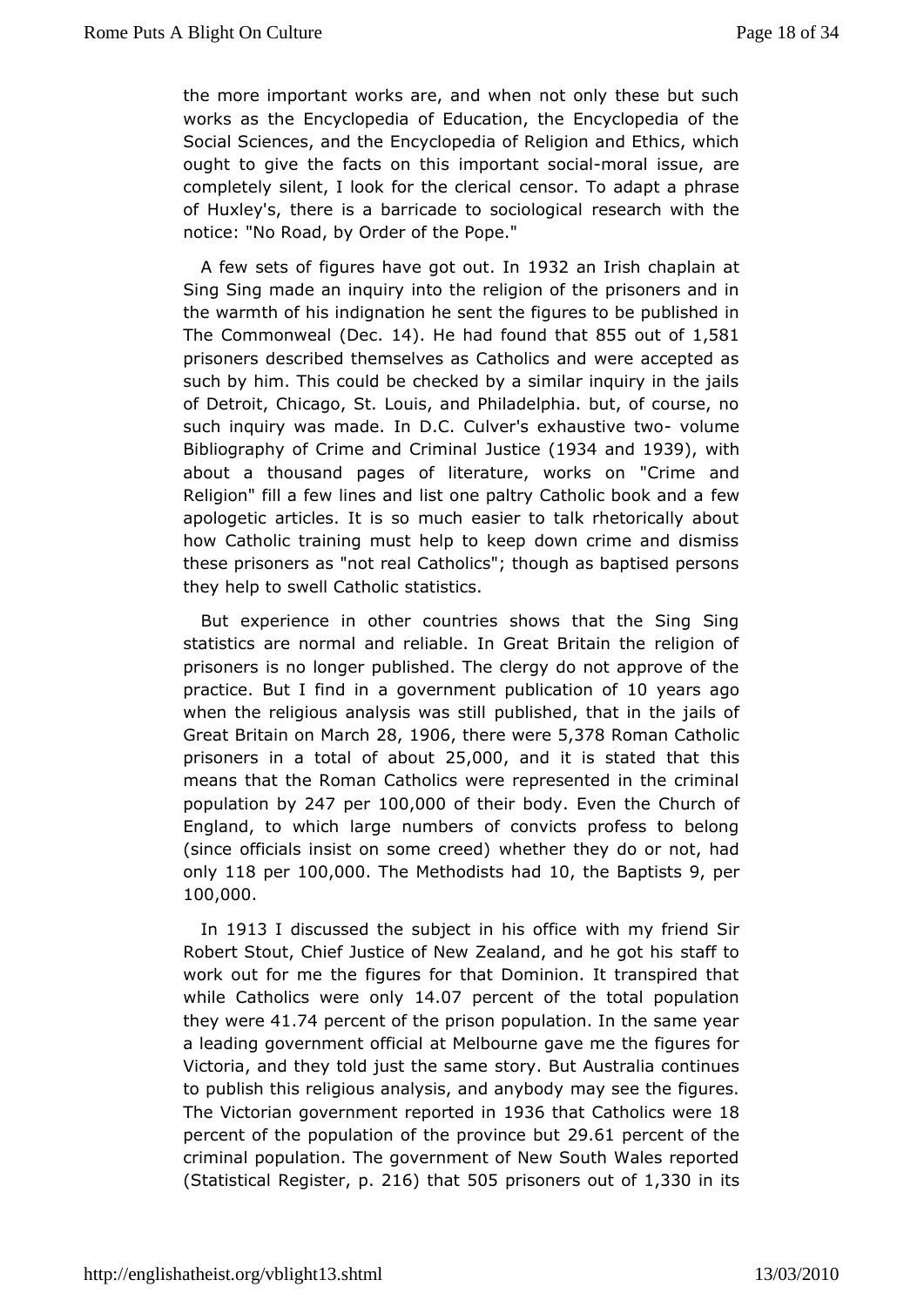the more important works are, and when not only these but such works as the Encyclopedia of Education, the Encyclopedia of the Social Sciences, and the Encyclopedia of Religion and Ethics, which ought to give the facts on this important social-moral issue, are completely silent, I look for the clerical censor. To adapt a phrase of Huxley's, there is a barricade to sociological research with the notice: "No Road, by Order of the Pope."

A few sets of figures have got out. In 1932 an Irish chaplain at Sing Sing made an inquiry into the religion of the prisoners and in the warmth of his indignation he sent the figures to be published in The Commonweal (Dec. 14). He had found that 855 out of 1,581 prisoners described themselves as Catholics and were accepted as such by him. This could be checked by a similar inquiry in the jails of Detroit, Chicago, St. Louis, and Philadelphia. but, of course, no such inquiry was made. In D.C. Culver's exhaustive two- volume Bibliography of Crime and Criminal Justice (1934 and 1939), with about a thousand pages of literature, works on "Crime and Religion" fill a few lines and list one paltry Catholic book and a few apologetic articles. It is so much easier to talk rhetorically about how Catholic training must help to keep down crime and dismiss these prisoners as "not real Catholics"; though as baptised persons they help to swell Catholic statistics.

But experience in other countries shows that the Sing Sing statistics are normal and reliable. In Great Britain the religion of prisoners is no longer published. The clergy do not approve of the practice. But I find in a government publication of 10 years ago when the religious analysis was still published, that in the jails of Great Britain on March 28, 1906, there were 5,378 Roman Catholic prisoners in a total of about 25,000, and it is stated that this means that the Roman Catholics were represented in the criminal population by 247 per 100,000 of their body. Even the Church of England, to which large numbers of convicts profess to belong (since officials insist on some creed) whether they do or not, had only 118 per 100,000. The Methodists had 10, the Baptists 9, per 100,000.

In 1913 I discussed the subject in his office with my friend Sir Robert Stout, Chief Justice of New Zealand, and he got his staff to work out for me the figures for that Dominion. It transpired that while Catholics were only 14.07 percent of the total population they were 41.74 percent of the prison population. In the same year a leading government official at Melbourne gave me the figures for Victoria, and they told just the same story. But Australia continues to publish this religious analysis, and anybody may see the figures. The Victorian government reported in 1936 that Catholics were 18 percent of the population of the province but 29.61 percent of the criminal population. The government of New South Wales reported (Statistical Register, p. 216) that 505 prisoners out of 1,330 in its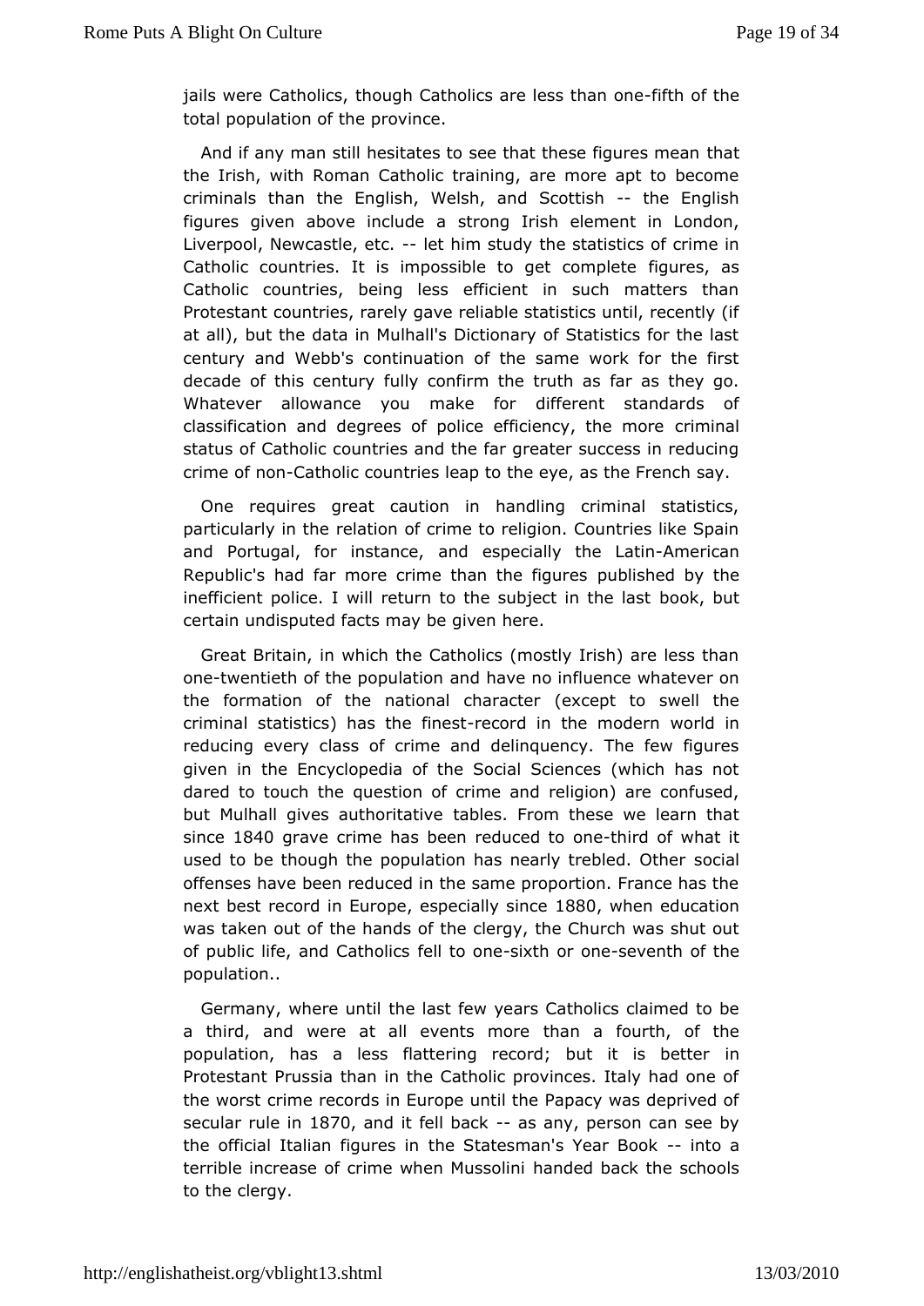jails were Catholics, though Catholics are less than one-fifth of the total population of the province.

And if any man still hesitates to see that these figures mean that the Irish, with Roman Catholic training, are more apt to become criminals than the English, Welsh, and Scottish -- the English figures given above include a strong Irish element in London, Liverpool, Newcastle, etc. -- let him study the statistics of crime in Catholic countries. It is impossible to get complete figures, as Catholic countries, being less efficient in such matters than Protestant countries, rarely gave reliable statistics until, recently (if at all), but the data in Mulhall's Dictionary of Statistics for the last century and Webb's continuation of the same work for the first decade of this century fully confirm the truth as far as they go. Whatever allowance you make for different standards of classification and degrees of police efficiency, the more criminal status of Catholic countries and the far greater success in reducing crime of non-Catholic countries leap to the eye, as the French say.

One requires great caution in handling criminal statistics, particularly in the relation of crime to religion. Countries like Spain and Portugal, for instance, and especially the Latin-American Republic's had far more crime than the figures published by the inefficient police. I will return to the subject in the last book, but certain undisputed facts may be given here.

Great Britain, in which the Catholics (mostly Irish) are less than one-twentieth of the population and have no influence whatever on the formation of the national character (except to swell the criminal statistics) has the finest-record in the modern world in reducing every class of crime and delinquency. The few figures given in the Encyclopedia of the Social Sciences (which has not dared to touch the question of crime and religion) are confused, but Mulhall gives authoritative tables. From these we learn that since 1840 grave crime has been reduced to one-third of what it used to be though the population has nearly trebled. Other social offenses have been reduced in the same proportion. France has the next best record in Europe, especially since 1880, when education was taken out of the hands of the clergy, the Church was shut out of public life, and Catholics fell to one-sixth or one-seventh of the population..

Germany, where until the last few years Catholics claimed to be a third, and were at all events more than a fourth, of the population, has a less flattering record; but it is better in Protestant Prussia than in the Catholic provinces. Italy had one of the worst crime records in Europe until the Papacy was deprived of secular rule in 1870, and it fell back -- as any, person can see by the official Italian figures in the Statesman's Year Book -- into a terrible increase of crime when Mussolini handed back the schools to the clergy.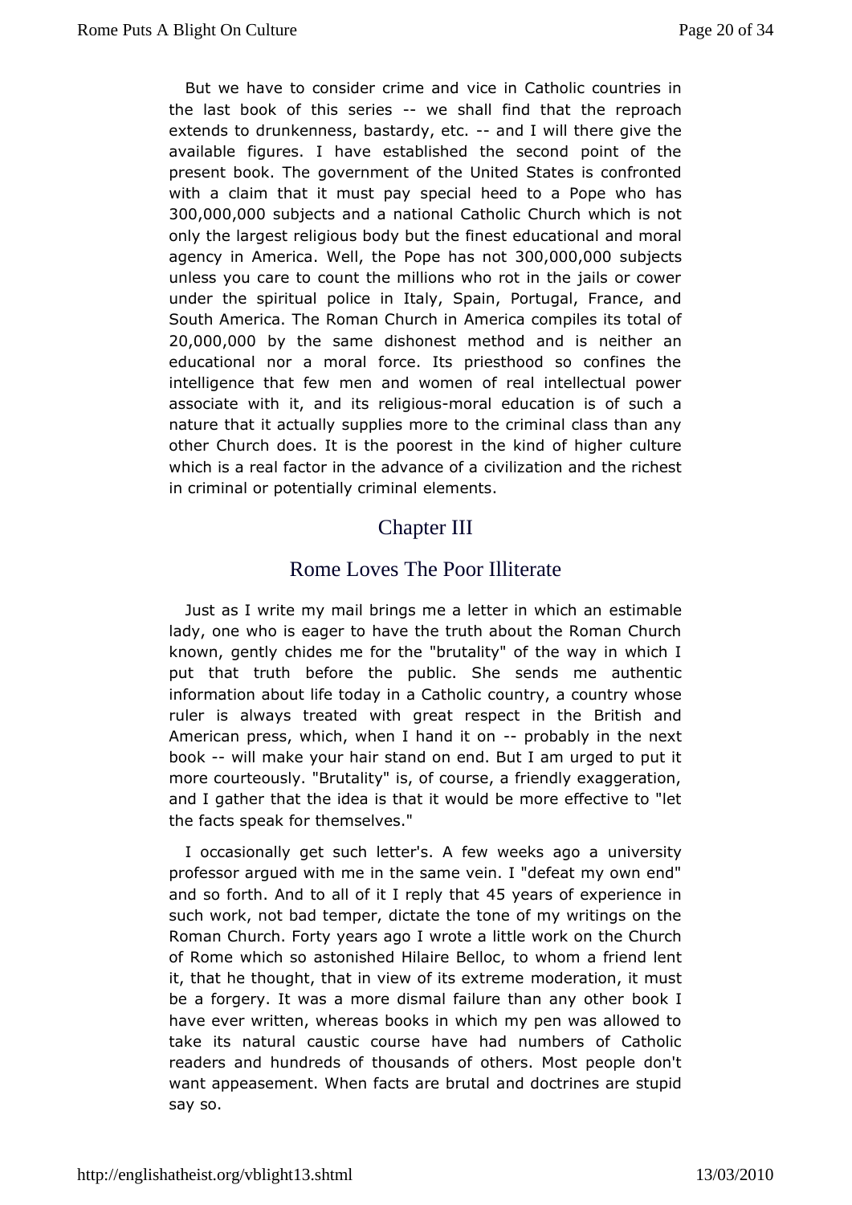But we have to consider crime and vice in Catholic countries in the last book of this series -- we shall find that the reproach extends to drunkenness, bastardy, etc. -- and I will there give the available figures. I have established the second point of the present book. The government of the United States is confronted with a claim that it must pay special heed to a Pope who has 300,000,000 subjects and a national Catholic Church which is not only the largest religious body but the finest educational and moral agency in America. Well, the Pope has not 300,000,000 subjects unless you care to count the millions who rot in the jails or cower under the spiritual police in Italy, Spain, Portugal, France, and South America. The Roman Church in America compiles its total of 20,000,000 by the same dishonest method and is neither an educational nor a moral force. Its priesthood so confines the intelligence that few men and women of real intellectual power associate with it, and its religious-moral education is of such a nature that it actually supplies more to the criminal class than any other Church does. It is the poorest in the kind of higher culture which is a real factor in the advance of a civilization and the richest in criminal or potentially criminal elements.

## Chapter III

## Rome Loves The Poor Illiterate

Just as I write my mail brings me a letter in which an estimable lady, one who is eager to have the truth about the Roman Church known, gently chides me for the "brutality" of the way in which I put that truth before the public. She sends me authentic information about life today in a Catholic country, a country whose ruler is always treated with great respect in the British and American press, which, when I hand it on -- probably in the next book -- will make your hair stand on end. But I am urged to put it more courteously. "Brutality" is, of course, a friendly exaggeration, and I gather that the idea is that it would be more effective to "let the facts speak for themselves."

I occasionally get such letter's. A few weeks ago a university professor argued with me in the same vein. I "defeat my own end" and so forth. And to all of it I reply that 45 years of experience in such work, not bad temper, dictate the tone of my writings on the Roman Church. Forty years ago I wrote a little work on the Church of Rome which so astonished Hilaire Belloc, to whom a friend lent it, that he thought, that in view of its extreme moderation, it must be a forgery. It was a more dismal failure than any other book I have ever written, whereas books in which my pen was allowed to take its natural caustic course have had numbers of Catholic readers and hundreds of thousands of others. Most people don't want appeasement. When facts are brutal and doctrines are stupid say so.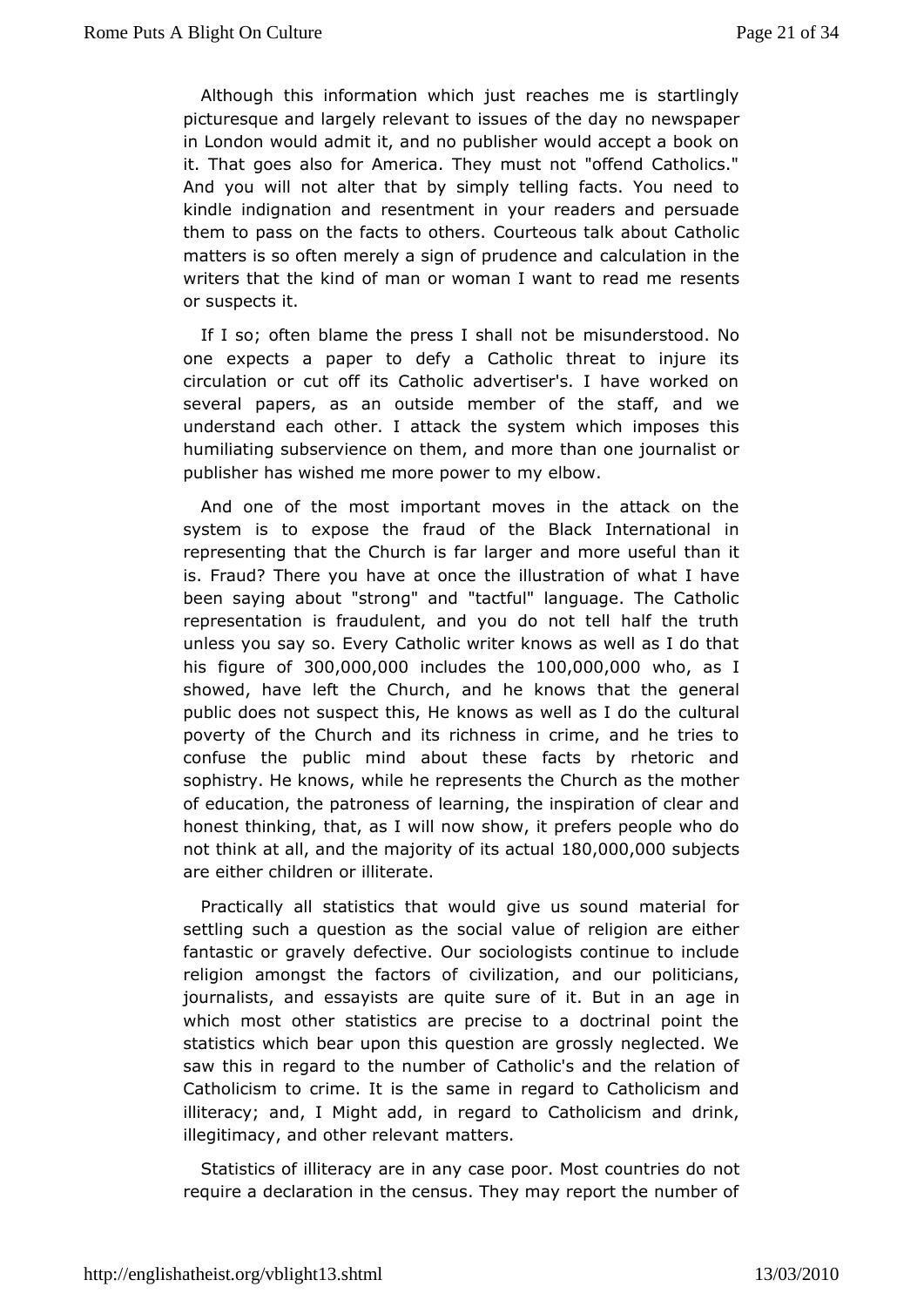Although this information which just reaches me is startlingly picturesque and largely relevant to issues of the day no newspaper in London would admit it, and no publisher would accept a book on it. That goes also for America. They must not "offend Catholics." And you will not alter that by simply telling facts. You need to kindle indignation and resentment in your readers and persuade them to pass on the facts to others. Courteous talk about Catholic matters is so often merely a sign of prudence and calculation in the writers that the kind of man or woman I want to read me resents or suspects it.

If I so; often blame the press I shall not be misunderstood. No one expects a paper to defy a Catholic threat to injure its circulation or cut off its Catholic advertiser's. I have worked on several papers, as an outside member of the staff, and we understand each other. I attack the system which imposes this humiliating subservience on them, and more than one journalist or publisher has wished me more power to my elbow.

And one of the most important moves in the attack on the system is to expose the fraud of the Black International in representing that the Church is far larger and more useful than it is. Fraud? There you have at once the illustration of what I have been saying about "strong" and "tactful" language. The Catholic representation is fraudulent, and you do not tell half the truth unless you say so. Every Catholic writer knows as well as I do that his figure of 300,000,000 includes the 100,000,000 who, as I showed, have left the Church, and he knows that the general public does not suspect this, He knows as well as I do the cultural poverty of the Church and its richness in crime, and he tries to confuse the public mind about these facts by rhetoric and sophistry. He knows, while he represents the Church as the mother of education, the patroness of learning, the inspiration of clear and honest thinking, that, as I will now show, it prefers people who do not think at all, and the majority of its actual 180,000,000 subjects are either children or illiterate.

Practically all statistics that would give us sound material for settling such a question as the social value of religion are either fantastic or gravely defective. Our sociologists continue to include religion amongst the factors of civilization, and our politicians, journalists, and essayists are quite sure of it. But in an age in which most other statistics are precise to a doctrinal point the statistics which bear upon this question are grossly neglected. We saw this in regard to the number of Catholic's and the relation of Catholicism to crime. It is the same in regard to Catholicism and illiteracy; and, I Might add, in regard to Catholicism and drink, illegitimacy, and other relevant matters.

Statistics of illiteracy are in any case poor. Most countries do not require a declaration in the census. They may report the number of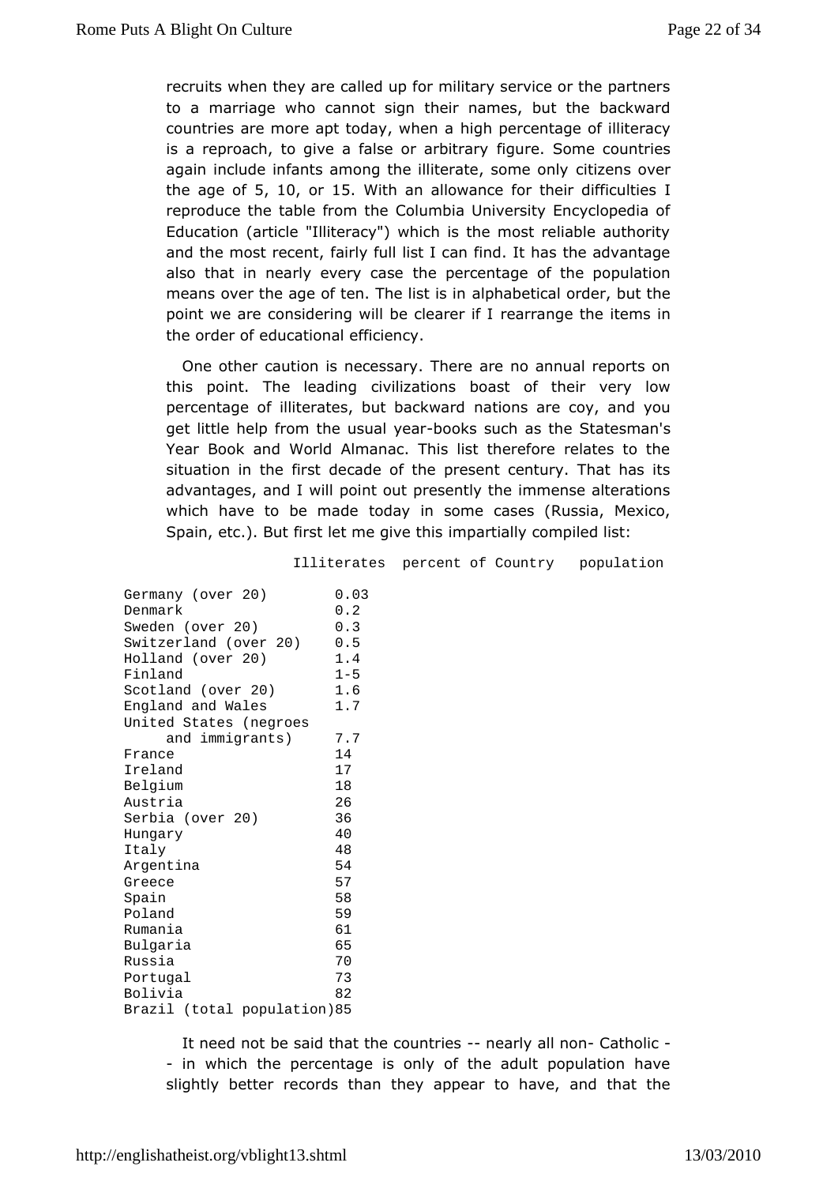recruits when they are called up for military service or the partners to a marriage who cannot sign their names, but the backward countries are more apt today, when a high percentage of illiteracy is a reproach, to give a false or arbitrary figure. Some countries again include infants among the illiterate, some only citizens over the age of 5, 10, or 15. With an allowance for their difficulties I reproduce the table from the Columbia University Encyclopedia of Education (article "Illiteracy") which is the most reliable authority and the most recent, fairly full list I can find. It has the advantage also that in nearly every case the percentage of the population means over the age of ten. The list is in alphabetical order, but the point we are considering will be clearer if I rearrange the items in the order of educational efficiency.

One other caution is necessary. There are no annual reports on this point. The leading civilizations boast of their very low percentage of illiterates, but backward nations are coy, and you get little help from the usual year-books such as the Statesman's Year Book and World Almanac. This list therefore relates to the situation in the first decade of the present century. That has its advantages, and I will point out presently the immense alterations which have to be made today in some cases (Russia, Mexico, Spain, etc.). But first let me give this impartially compiled list:

| | Illiterates percent of Country population |
|---|---|
| Germany (over 20) | 0.03 |
| Denmark | 0.2 |
| Sweden (over 20) | 0.3 |
| Switzerland (over 20) | 0.5 |
| Holland (over 20) | 1.4 |
| Finland | 1-5 |
| Scotland (over 20) | 1.6 |
| England and Wales | 1.7 |
| United States (negroes and immigrants) | 7.7 |
| France | 14 |
| Ireland | 17 |
| Belgium | 18 |
| Austria | 26 |
| Serbia (over 20) | 36 |
| Hungary | 40 |
| Italy | 48 |
| Argentina | 54 |
| Greece | 57 |
| Spain | 58 |
| Poland | 59 |
| Rumania | 61 |
| Bulgaria | 65 |
| Russia | 70 |
| Portugal | 73 |
| Bolivia | 82 |
| Brazil (total population) | 85 |

It need not be said that the countries -- nearly all non- Catholic -- in which the percentage is only of the adult population have slightly better records than they appear to have, and that the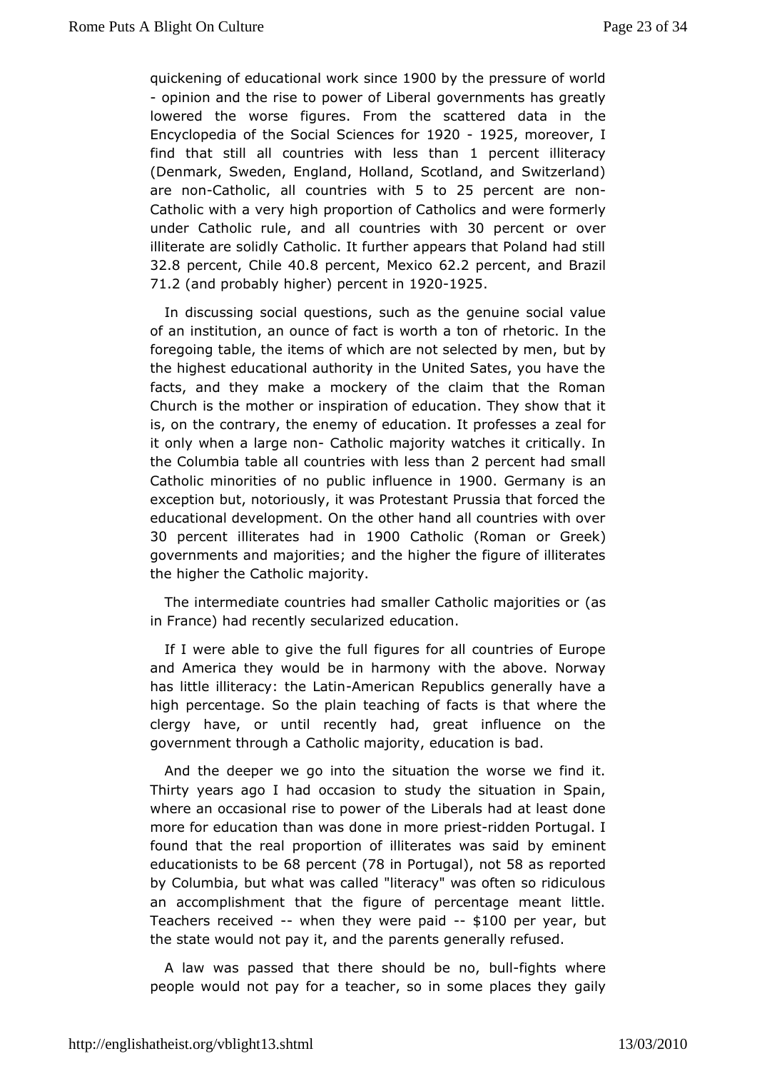quickening of educational work since 1900 by the pressure of world-opinion and the rise to power of Liberal governments has greatly lowered the worse figures. From the scattered data in the Encyclopedia of the Social Sciences for 1920 - 1925, moreover, I find that still all countries with less than 1 percent illiteracy (Denmark, Sweden, England, Holland, Scotland, and Switzerland) are non-Catholic, all countries with 5 to 25 percent are non-Catholic with a very high proportion of Catholics and were formerly under Catholic rule, and all countries with 30 percent or over illiterate are solidly Catholic. It further appears that Poland had still 32.8 percent, Chile 40.8 percent, Mexico 62.2 percent, and Brazil 71.2 (and probably higher) percent in 1920-1925.

In discussing social questions, such as the genuine social value of an institution, an ounce of fact is worth a ton of rhetoric. In the foregoing table, the items of which are not selected by men, but by the highest educational authority in the United Sates, you have the facts, and they make a mockery of the claim that the Roman Church is the mother or inspiration of education. They show that it is, on the contrary, the enemy of education. It professes a zeal for it only when a large non- Catholic majority watches it critically. In the Columbia table all countries with less than 2 percent had small Catholic minorities of no public influence in 1900. Germany is an exception but, notoriously, it was Protestant Prussia that forced the educational development. On the other hand all countries with over 30 percent illiterates had in 1900 Catholic (Roman or Greek) governments and majorities; and the higher the figure of illiterates the higher the Catholic majority.

The intermediate countries had smaller Catholic majorities or (as in France) had recently secularized education.

If I were able to give the full figures for all countries of Europe and America they would be in harmony with the above. Norway has little illiteracy: the Latin-American Republics generally have a high percentage. So the plain teaching of facts is that where the clergy have, or until recently had, great influence on the government through a Catholic majority, education is bad.

And the deeper we go into the situation the worse we find it. Thirty years ago I had occasion to study the situation in Spain, where an occasional rise to power of the Liberals had at least done more for education than was done in more priest-ridden Portugal. I found that the real proportion of illiterates was said by eminent educationists to be 68 percent (78 in Portugal), not 58 as reported by Columbia, but what was called "literacy" was often so ridiculous an accomplishment that the figure of percentage meant little. Teachers received -- when they were paid -- $100 per year, but the state would not pay it, and the parents generally refused.

A law was passed that there should be no, bull-fights where people would not pay for a teacher, so in some places they gaily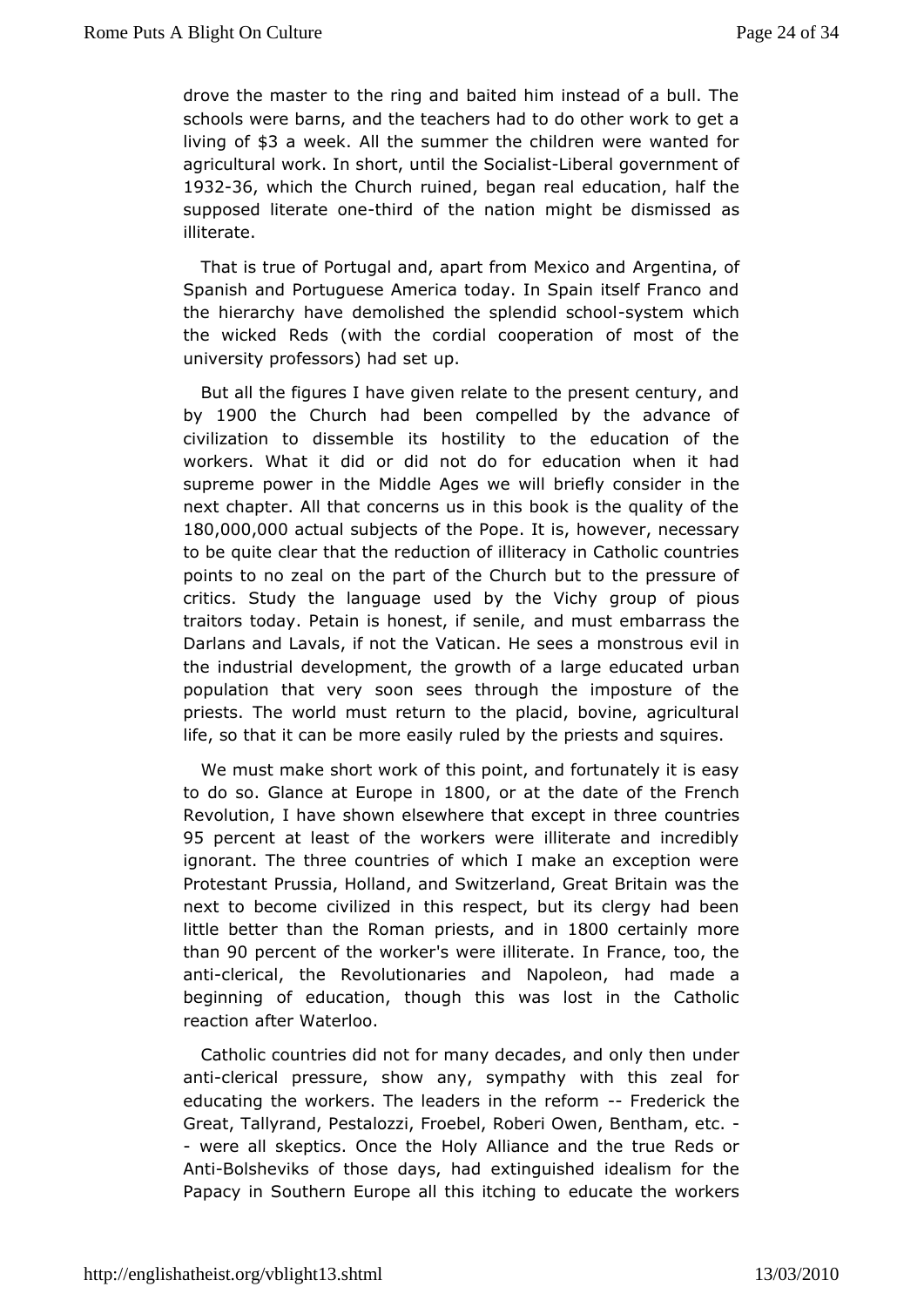drove the master to the ring and baited him instead of a bull. The schools were barns, and the teachers had to do other work to get a living of $3 a week. All the summer the children were wanted for agricultural work. In short, until the Socialist-Liberal government of 1932-36, which the Church ruined, began real education, half the supposed literate one-third of the nation might be dismissed as illiterate.

That is true of Portugal and, apart from Mexico and Argentina, of Spanish and Portuguese America today. In Spain itself Franco and the hierarchy have demolished the splendid school-system which the wicked Reds (with the cordial cooperation of most of the university professors) had set up.

But all the figures I have given relate to the present century, and by 1900 the Church had been compelled by the advance of civilization to dissemble its hostility to the education of the workers. What it did or did not do for education when it had supreme power in the Middle Ages we will briefly consider in the next chapter. All that concerns us in this book is the quality of the 180,000,000 actual subjects of the Pope. It is, however, necessary to be quite clear that the reduction of illiteracy in Catholic countries points to no zeal on the part of the Church but to the pressure of critics. Study the language used by the Vichy group of pious traitors today. Petain is honest, if senile, and must embarrass the Darlans and Lavals, if not the Vatican. He sees a monstrous evil in the industrial development, the growth of a large educated urban population that very soon sees through the imposture of the priests. The world must return to the placid, bovine, agricultural life, so that it can be more easily ruled by the priests and squires.

We must make short work of this point, and fortunately it is easy to do so. Glance at Europe in 1800, or at the date of the French Revolution, I have shown elsewhere that except in three countries 95 percent at least of the workers were illiterate and incredibly ignorant. The three countries of which I make an exception were Protestant Prussia, Holland, and Switzerland, Great Britain was the next to become civilized in this respect, but its clergy had been little better than the Roman priests, and in 1800 certainly more than 90 percent of the worker's were illiterate. In France, too, the anti-clerical, the Revolutionaries and Napoleon, had made a beginning of education, though this was lost in the Catholic reaction after Waterloo.

Catholic countries did not for many decades, and only then under anti-clerical pressure, show any, sympathy with this zeal for educating the workers. The leaders in the reform -- Frederick the Great, Tallyrand, Pestalozzi, Froebel, Roberi Owen, Bentham, etc. -- were all skeptics. Once the Holy Alliance and the true Reds or Anti-Bolsheviks of those days, had extinguished idealism for the Papacy in Southern Europe all this itching to educate the workers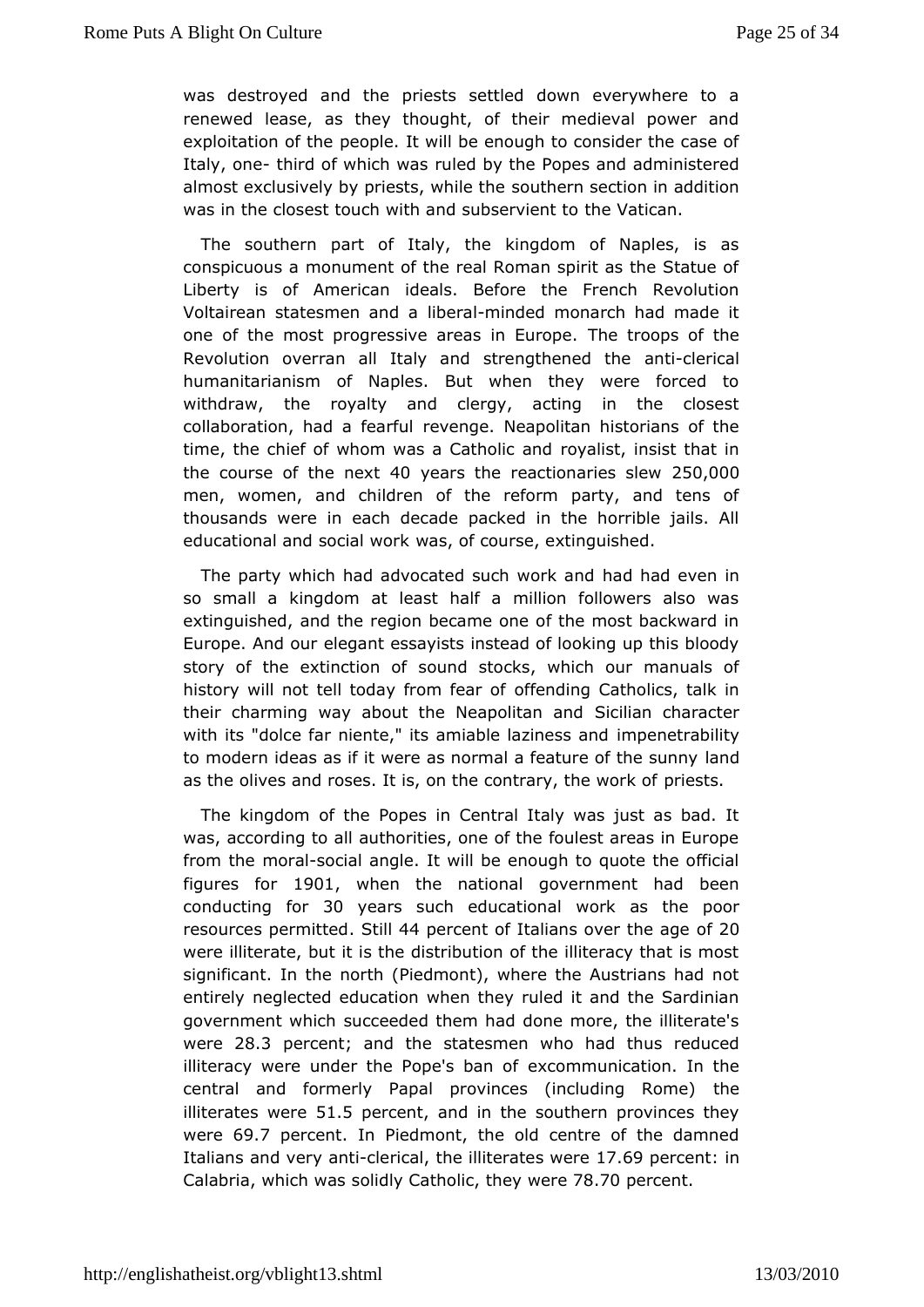was destroyed and the priests settled down everywhere to a renewed lease, as they thought, of their medieval power and exploitation of the people. It will be enough to consider the case of Italy, one- third of which was ruled by the Popes and administered almost exclusively by priests, while the southern section in addition was in the closest touch with and subservient to the Vatican.

The southern part of Italy, the kingdom of Naples, is as conspicuous a monument of the real Roman spirit as the Statue of Liberty is of American ideals. Before the French Revolution Voltairean statesmen and a liberal-minded monarch had made it one of the most progressive areas in Europe. The troops of the Revolution overran all Italy and strengthened the anti-clerical humanitarianism of Naples. But when they were forced to withdraw, the royalty and clergy, acting in the closest collaboration, had a fearful revenge. Neapolitan historians of the time, the chief of whom was a Catholic and royalist, insist that in the course of the next 40 years the reactionaries slew 250,000 men, women, and children of the reform party, and tens of thousands were in each decade packed in the horrible jails. All educational and social work was, of course, extinguished.

The party which had advocated such work and had had even in so small a kingdom at least half a million followers also was extinguished, and the region became one of the most backward in Europe. And our elegant essayists instead of looking up this bloody story of the extinction of sound stocks, which our manuals of history will not tell today from fear of offending Catholics, talk in their charming way about the Neapolitan and Sicilian character with its "dolce far niente," its amiable laziness and impenetrability to modern ideas as if it were as normal a feature of the sunny land as the olives and roses. It is, on the contrary, the work of priests.

The kingdom of the Popes in Central Italy was just as bad. It was, according to all authorities, one of the foulest areas in Europe from the moral-social angle. It will be enough to quote the official figures for 1901, when the national government had been conducting for 30 years such educational work as the poor resources permitted. Still 44 percent of Italians over the age of 20 were illiterate, but it is the distribution of the illiteracy that is most significant. In the north (Piedmont), where the Austrians had not entirely neglected education when they ruled it and the Sardinian government which succeeded them had done more, the illiterate's were 28.3 percent; and the statesmen who had thus reduced illiteracy were under the Pope's ban of excommunication. In the central and formerly Papal provinces (including Rome) the illiterates were 51.5 percent, and in the southern provinces they were 69.7 percent. In Piedmont, the old centre of the damned Italians and very anti-clerical, the illiterates were 17.69 percent: in Calabria, which was solidly Catholic, they were 78.70 percent.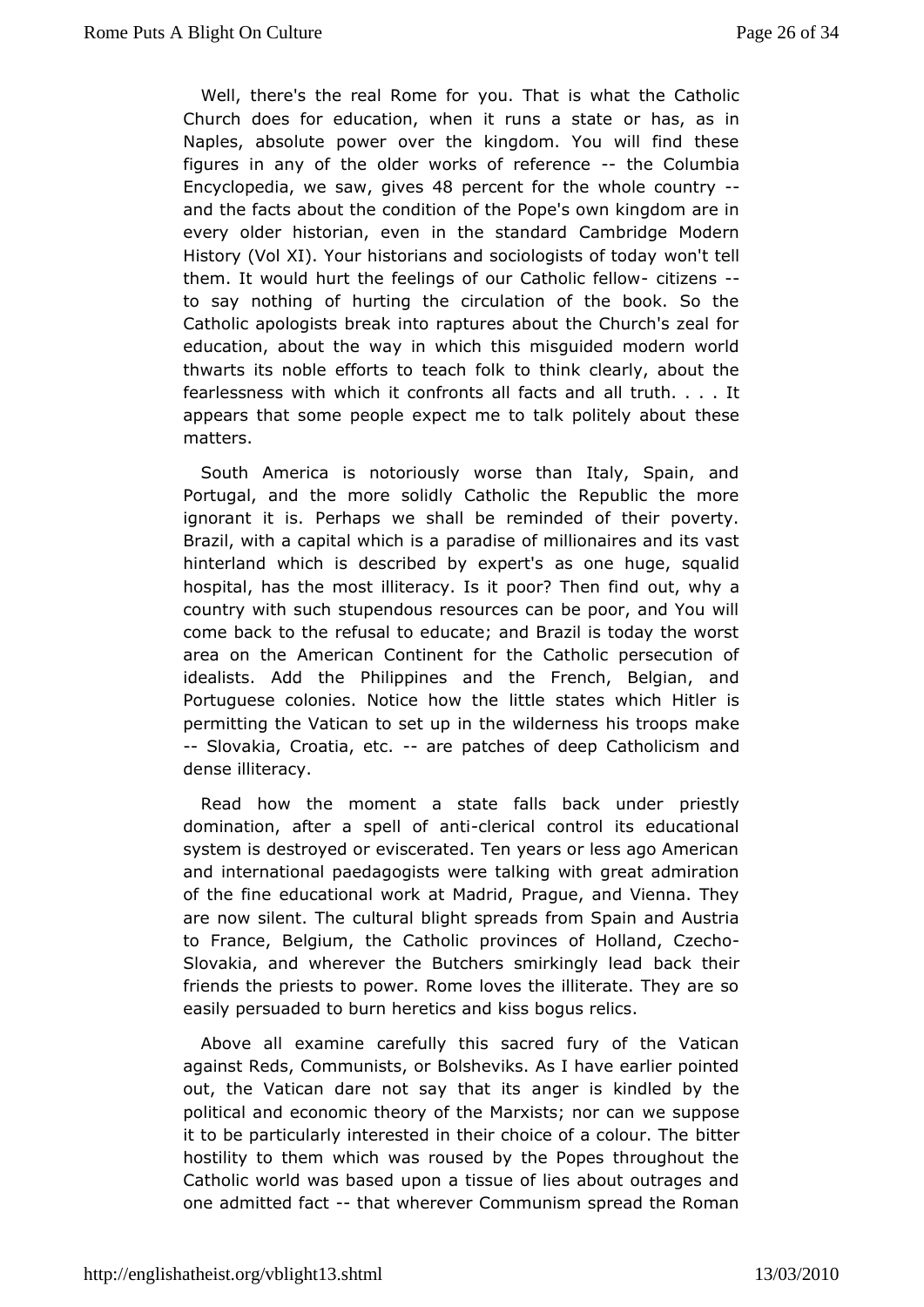Well, there's the real Rome for you. That is what the Catholic Church does for education, when it runs a state or has, as in Naples, absolute power over the kingdom. You will find these figures in any of the older works of reference -- the Columbia Encyclopedia, we saw, gives 48 percent for the whole country -- and the facts about the condition of the Pope's own kingdom are in every older historian, even in the standard Cambridge Modern History (Vol XI). Your historians and sociologists of today won't tell them. It would hurt the feelings of our Catholic fellow- citizens -- to say nothing of hurting the circulation of the book. So the Catholic apologists break into raptures about the Church's zeal for education, about the way in which this misguided modern world thwarts its noble efforts to teach folk to think clearly, about the fearlessness with which it confronts all facts and all truth. . . . It appears that some people expect me to talk politely about these matters.

South America is notoriously worse than Italy, Spain, and Portugal, and the more solidly Catholic the Republic the more ignorant it is. Perhaps we shall be reminded of their poverty. Brazil, with a capital which is a paradise of millionaires and its vast hinterland which is described by expert's as one huge, squalid hospital, has the most illiteracy. Is it poor? Then find out, why a country with such stupendous resources can be poor, and You will come back to the refusal to educate; and Brazil is today the worst area on the American Continent for the Catholic persecution of idealists. Add the Philippines and the French, Belgian, and Portuguese colonies. Notice how the little states which Hitler is permitting the Vatican to set up in the wilderness his troops make -- Slovakia, Croatia, etc. -- are patches of deep Catholicism and dense illiteracy.

Read how the moment a state falls back under priestly domination, after a spell of anti-clerical control its educational system is destroyed or eviscerated. Ten years or less ago American and international paedagogists were talking with great admiration of the fine educational work at Madrid, Prague, and Vienna. They are now silent. The cultural blight spreads from Spain and Austria to France, Belgium, the Catholic provinces of Holland, Czecho-Slovakia, and wherever the Butchers smirkingly lead back their friends the priests to power. Rome loves the illiterate. They are so easily persuaded to burn heretics and kiss bogus relics.

Above all examine carefully this sacred fury of the Vatican against Reds, Communists, or Bolsheviks. As I have earlier pointed out, the Vatican dare not say that its anger is kindled by the political and economic theory of the Marxists; nor can we suppose it to be particularly interested in their choice of a colour. The bitter hostility to them which was roused by the Popes throughout the Catholic world was based upon a tissue of lies about outrages and one admitted fact -- that wherever Communism spread the Roman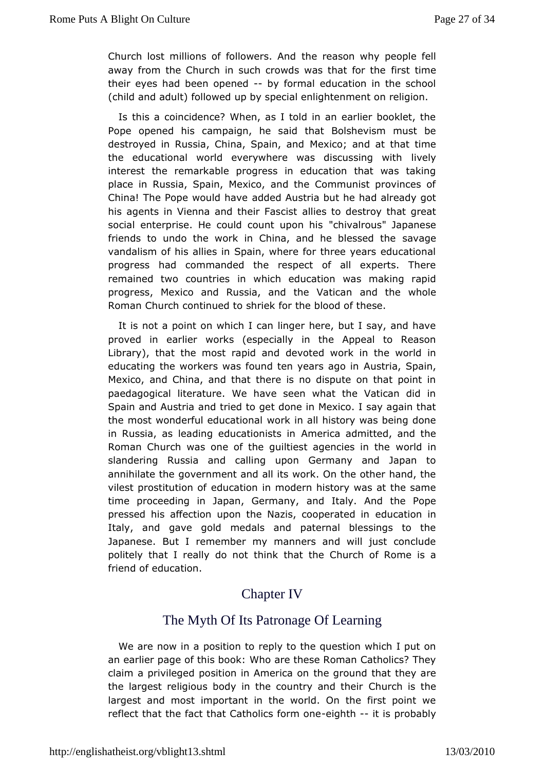Church lost millions of followers. And the reason why people fell away from the Church in such crowds was that for the first time their eyes had been opened -- by formal education in the school (child and adult) followed up by special enlightenment on religion.

Is this a coincidence? When, as I told in an earlier booklet, the Pope opened his campaign, he said that Bolshevism must be destroyed in Russia, China, Spain, and Mexico; and at that time the educational world everywhere was discussing with lively interest the remarkable progress in education that was taking place in Russia, Spain, Mexico, and the Communist provinces of China! The Pope would have added Austria but he had already got his agents in Vienna and their Fascist allies to destroy that great social enterprise. He could count upon his "chivalrous" Japanese friends to undo the work in China, and he blessed the savage vandalism of his allies in Spain, where for three years educational progress had commanded the respect of all experts. There remained two countries in which education was making rapid progress, Mexico and Russia, and the Vatican and the whole Roman Church continued to shriek for the blood of these.

It is not a point on which I can linger here, but I say, and have proved in earlier works (especially in the Appeal to Reason Library), that the most rapid and devoted work in the world in educating the workers was found ten years ago in Austria, Spain, Mexico, and China, and that there is no dispute on that point in paedagogical literature. We have seen what the Vatican did in Spain and Austria and tried to get done in Mexico. I say again that the most wonderful educational work in all history was being done in Russia, as leading educationists in America admitted, and the Roman Church was one of the guiltiest agencies in the world in slandering Russia and calling upon Germany and Japan to annihilate the government and all its work. On the other hand, the vilest prostitution of education in modern history was at the same time proceeding in Japan, Germany, and Italy. And the Pope pressed his affection upon the Nazis, cooperated in education in Italy, and gave gold medals and paternal blessings to the Japanese. But I remember my manners and will just conclude politely that I really do not think that the Church of Rome is a friend of education.

# Chapter IV

## The Myth Of Its Patronage Of Learning

We are now in a position to reply to the question which I put on an earlier page of this book: Who are these Roman Catholics? They claim a privileged position in America on the ground that they are the largest religious body in the country and their Church is the largest and most important in the world. On the first point we reflect that the fact that Catholics form one-eighth -- it is probably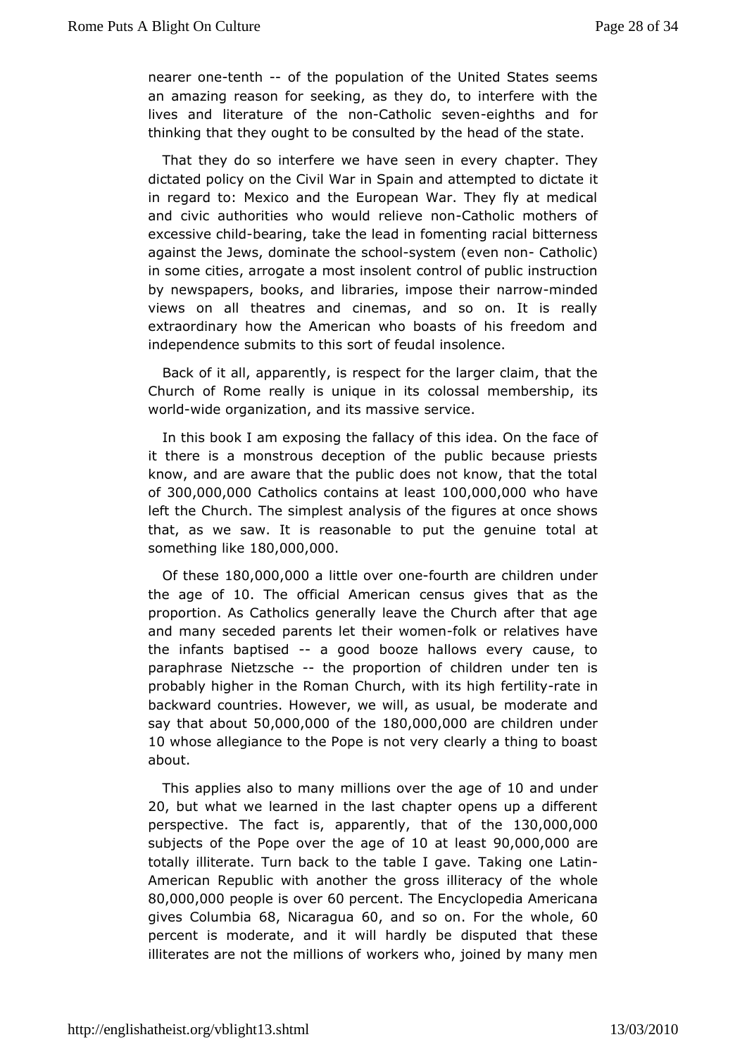nearer one-tenth -- of the population of the United States seems an amazing reason for seeking, as they do, to interfere with the lives and literature of the non-Catholic seven-eighths and for thinking that they ought to be consulted by the head of the state.

That they do so interfere we have seen in every chapter. They dictated policy on the Civil War in Spain and attempted to dictate it in regard to: Mexico and the European War. They fly at medical and civic authorities who would relieve non-Catholic mothers of excessive child-bearing, take the lead in fomenting racial bitterness against the Jews, dominate the school-system (even non- Catholic) in some cities, arrogate a most insolent control of public instruction by newspapers, books, and libraries, impose their narrow-minded views on all theatres and cinemas, and so on. It is really extraordinary how the American who boasts of his freedom and independence submits to this sort of feudal insolence.

Back of it all, apparently, is respect for the larger claim, that the Church of Rome really is unique in its colossal membership, its world-wide organization, and its massive service.

In this book I am exposing the fallacy of this idea. On the face of it there is a monstrous deception of the public because priests know, and are aware that the public does not know, that the total of 300,000,000 Catholics contains at least 100,000,000 who have left the Church. The simplest analysis of the figures at once shows that, as we saw. It is reasonable to put the genuine total at something like 180,000,000.

Of these 180,000,000 a little over one-fourth are children under the age of 10. The official American census gives that as the proportion. As Catholics generally leave the Church after that age and many seceded parents let their women-folk or relatives have the infants baptised -- a good booze hallows every cause, to paraphrase Nietzsche -- the proportion of children under ten is probably higher in the Roman Church, with its high fertility-rate in backward countries. However, we will, as usual, be moderate and say that about 50,000,000 of the 180,000,000 are children under 10 whose allegiance to the Pope is not very clearly a thing to boast about.

This applies also to many millions over the age of 10 and under 20, but what we learned in the last chapter opens up a different perspective. The fact is, apparently, that of the 130,000,000 subjects of the Pope over the age of 10 at least 90,000,000 are totally illiterate. Turn back to the table I gave. Taking one Latin-American Republic with another the gross illiteracy of the whole 80,000,000 people is over 60 percent. The Encyclopedia Americana gives Columbia 68, Nicaragua 60, and so on. For the whole, 60 percent is moderate, and it will hardly be disputed that these illiterates are not the millions of workers who, joined by many men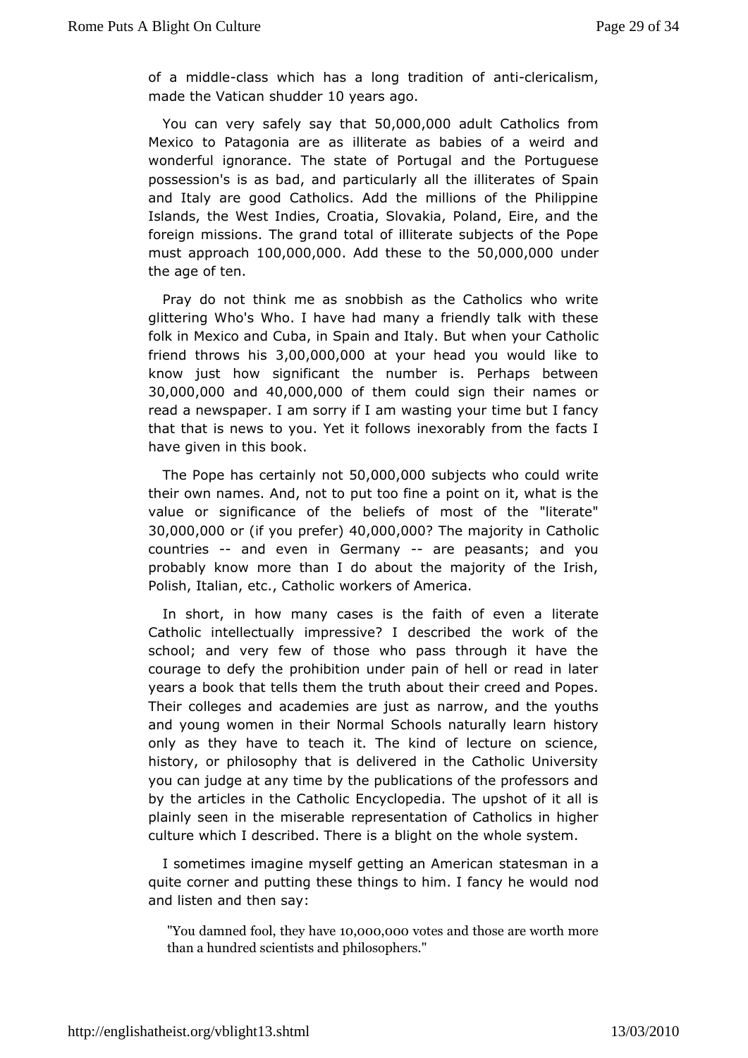of a middle-class which has a long tradition of anti-clericalism, made the Vatican shudder 10 years ago.

You can very safely say that 50,000,000 adult Catholics from Mexico to Patagonia are as illiterate as babies of a weird and wonderful ignorance. The state of Portugal and the Portuguese possession's is as bad, and particularly all the illiterates of Spain and Italy are good Catholics. Add the millions of the Philippine Islands, the West Indies, Croatia, Slovakia, Poland, Eire, and the foreign missions. The grand total of illiterate subjects of the Pope must approach 100,000,000. Add these to the 50,000,000 under the age of ten.

Pray do not think me as snobbish as the Catholics who write glittering Who's Who. I have had many a friendly talk with these folk in Mexico and Cuba, in Spain and Italy. But when your Catholic friend throws his 3,00,000,000 at your head you would like to know just how significant the number is. Perhaps between 30,000,000 and 40,000,000 of them could sign their names or read a newspaper. I am sorry if I am wasting your time but I fancy that that is news to you. Yet it follows inexorably from the facts I have given in this book.

The Pope has certainly not 50,000,000 subjects who could write their own names. And, not to put too fine a point on it, what is the value or significance of the beliefs of most of the "literate" 30,000,000 or (if you prefer) 40,000,000? The majority in Catholic countries -- and even in Germany -- are peasants; and you probably know more than I do about the majority of the Irish, Polish, Italian, etc., Catholic workers of America.

In short, in how many cases is the faith of even a literate Catholic intellectually impressive? I described the work of the school; and very few of those who pass through it have the courage to defy the prohibition under pain of hell or read in later years a book that tells them the truth about their creed and Popes. Their colleges and academies are just as narrow, and the youths and young women in their Normal Schools naturally learn history only as they have to teach it. The kind of lecture on science, history, or philosophy that is delivered in the Catholic University you can judge at any time by the publications of the professors and by the articles in the Catholic Encyclopedia. The upshot of it all is plainly seen in the miserable representation of Catholics in higher culture which I described. There is a blight on the whole system.

I sometimes imagine myself getting an American statesman in a quite corner and putting these things to him. I fancy he would nod and listen and then say:

> "You damned fool, they have 10,000,000 votes and those are worth more than a hundred scientists and philosophers."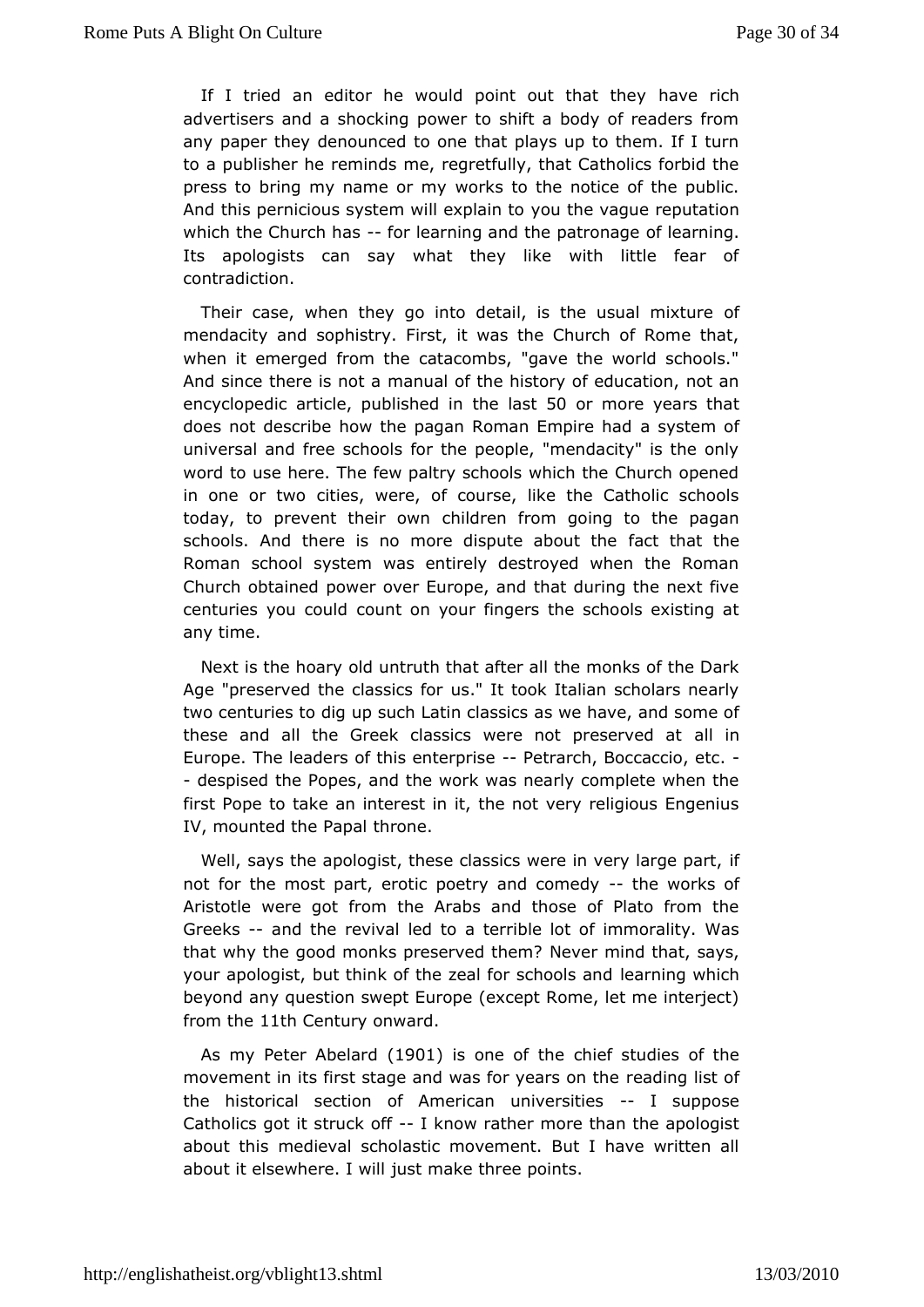If I tried an editor he would point out that they have rich advertisers and a shocking power to shift a body of readers from any paper they denounced to one that plays up to them. If I turn to a publisher he reminds me, regretfully, that Catholics forbid the press to bring my name or my works to the notice of the public. And this pernicious system will explain to you the vague reputation which the Church has -- for learning and the patronage of learning. Its apologists can say what they like with little fear of contradiction.

Their case, when they go into detail, is the usual mixture of mendacity and sophistry. First, it was the Church of Rome that, when it emerged from the catacombs, "gave the world schools." And since there is not a manual of the history of education, not an encyclopedic article, published in the last 50 or more years that does not describe how the pagan Roman Empire had a system of universal and free schools for the people, "mendacity" is the only word to use here. The few paltry schools which the Church opened in one or two cities, were, of course, like the Catholic schools today, to prevent their own children from going to the pagan schools. And there is no more dispute about the fact that the Roman school system was entirely destroyed when the Roman Church obtained power over Europe, and that during the next five centuries you could count on your fingers the schools existing at any time.

Next is the hoary old untruth that after all the monks of the Dark Age "preserved the classics for us." It took Italian scholars nearly two centuries to dig up such Latin classics as we have, and some of these and all the Greek classics were not preserved at all in Europe. The leaders of this enterprise -- Petrarch, Boccaccio, etc. -- despised the Popes, and the work was nearly complete when the first Pope to take an interest in it, the not very religious Engenius IV, mounted the Papal throne.

Well, says the apologist, these classics were in very large part, if not for the most part, erotic poetry and comedy -- the works of Aristotle were got from the Arabs and those of Plato from the Greeks -- and the revival led to a terrible lot of immorality. Was that why the good monks preserved them? Never mind that, says, your apologist, but think of the zeal for schools and learning which beyond any question swept Europe (except Rome, let me interject) from the 11th Century onward.

As my Peter Abelard (1901) is one of the chief studies of the movement in its first stage and was for years on the reading list of the historical section of American universities -- I suppose Catholics got it struck off -- I know rather more than the apologist about this medieval scholastic movement. But I have written all about it elsewhere. I will just make three points.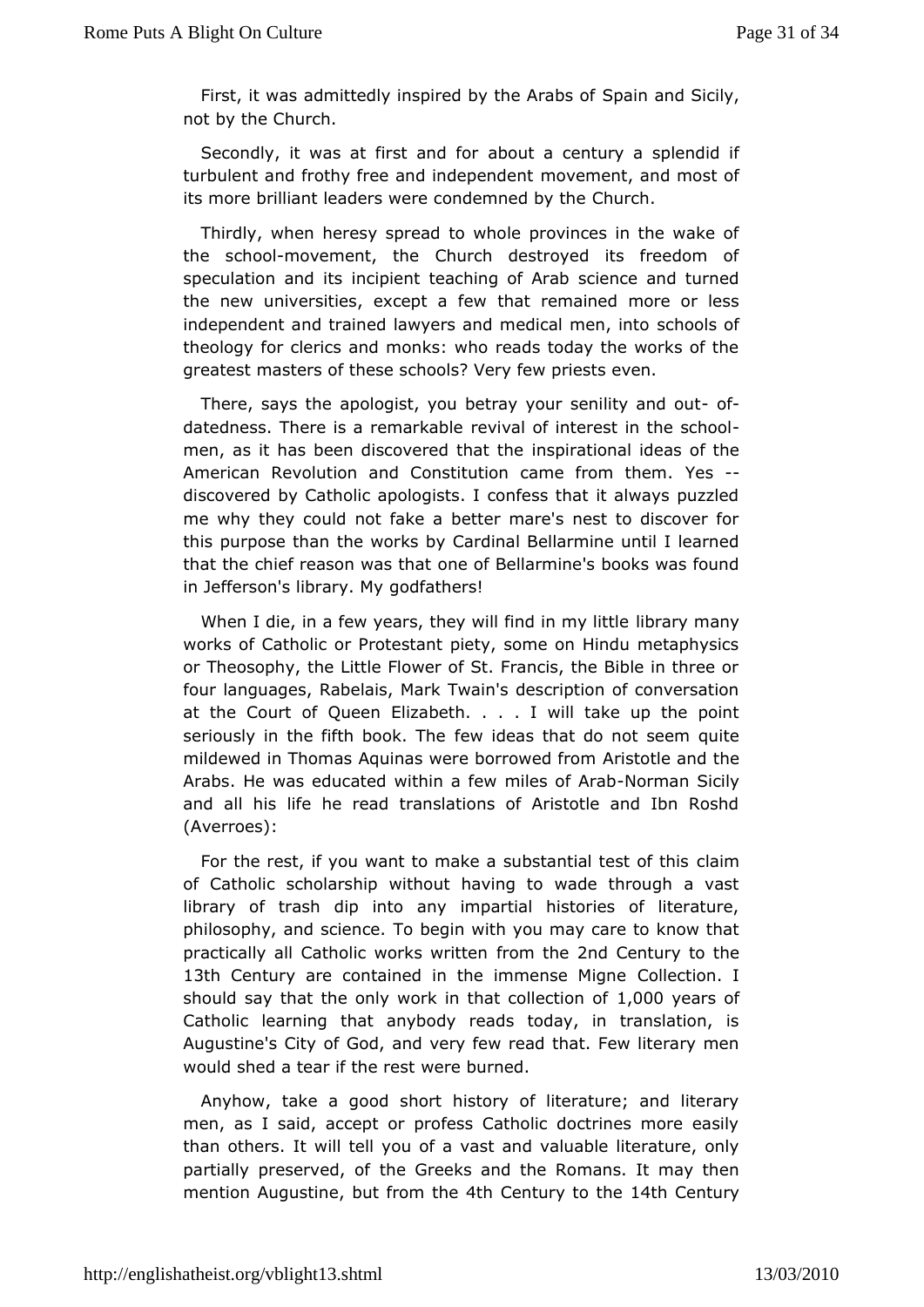First, it was admittedly inspired by the Arabs of Spain and Sicily, not by the Church.

Secondly, it was at first and for about a century a splendid if turbulent and frothy free and independent movement, and most of its more brilliant leaders were condemned by the Church.

Thirdly, when heresy spread to whole provinces in the wake of the school-movement, the Church destroyed its freedom of speculation and its incipient teaching of Arab science and turned the new universities, except a few that remained more or less independent and trained lawyers and medical men, into schools of theology for clerics and monks: who reads today the works of the greatest masters of these schools? Very few priests even.

There, says the apologist, you betray your senility and out- of-datedness. There is a remarkable revival of interest in the school-men, as it has been discovered that the inspirational ideas of the American Revolution and Constitution came from them. Yes -- discovered by Catholic apologists. I confess that it always puzzled me why they could not fake a better mare's nest to discover for this purpose than the works by Cardinal Bellarmine until I learned that the chief reason was that one of Bellarmine's books was found in Jefferson's library. My godfathers!

When I die, in a few years, they will find in my little library many works of Catholic or Protestant piety, some on Hindu metaphysics or Theosophy, the Little Flower of St. Francis, the Bible in three or four languages, Rabelais, Mark Twain's description of conversation at the Court of Queen Elizabeth. . . . I will take up the point seriously in the fifth book. The few ideas that do not seem quite mildewed in Thomas Aquinas were borrowed from Aristotle and the Arabs. He was educated within a few miles of Arab-Norman Sicily and all his life he read translations of Aristotle and Ibn Roshd (Averroes):

For the rest, if you want to make a substantial test of this claim of Catholic scholarship without having to wade through a vast library of trash dip into any impartial histories of literature, philosophy, and science. To begin with you may care to know that practically all Catholic works written from the 2nd Century to the 13th Century are contained in the immense Migne Collection. I should say that the only work in that collection of 1,000 years of Catholic learning that anybody reads today, in translation, is Augustine's City of God, and very few read that. Few literary men would shed a tear if the rest were burned.

Anyhow, take a good short history of literature; and literary men, as I said, accept or profess Catholic doctrines more easily than others. It will tell you of a vast and valuable literature, only partially preserved, of the Greeks and the Romans. It may then mention Augustine, but from the 4th Century to the 14th Century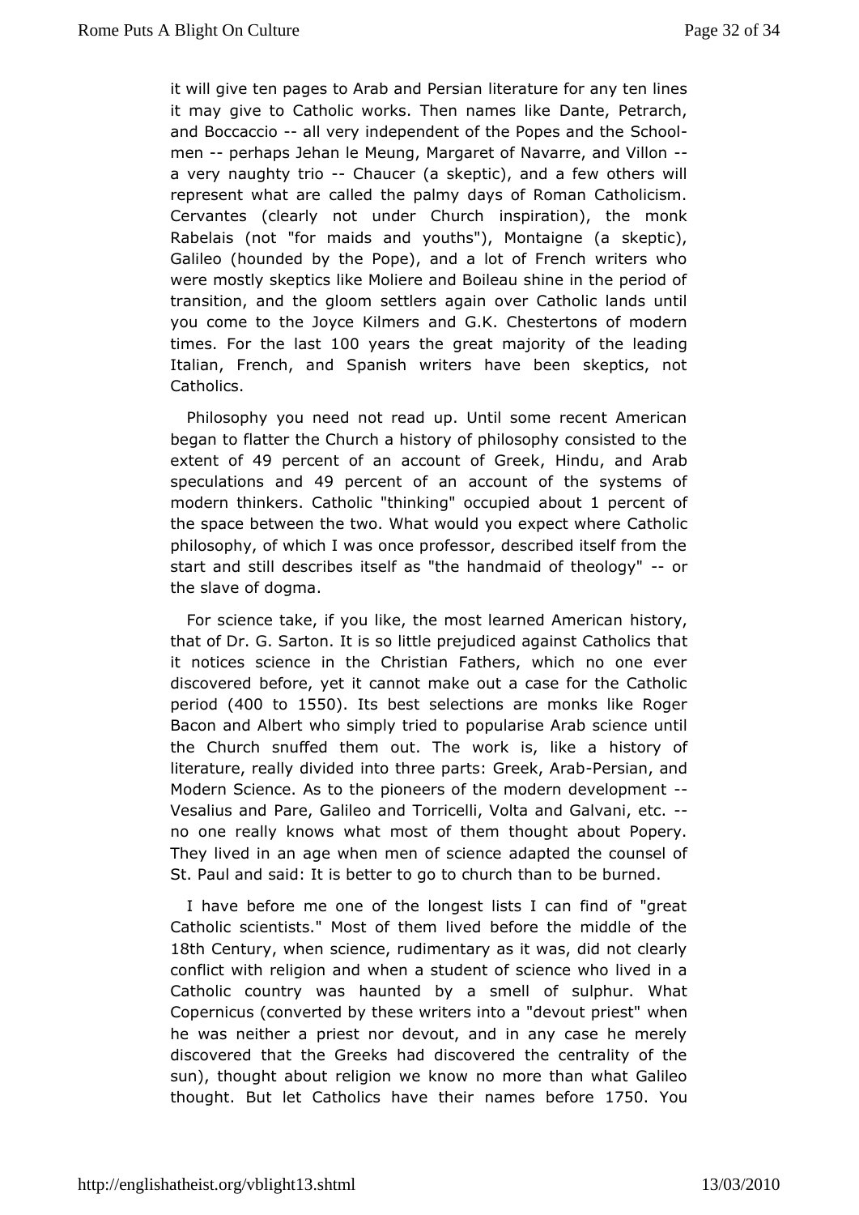it will give ten pages to Arab and Persian literature for any ten lines it may give to Catholic works. Then names like Dante, Petrarch, and Boccaccio -- all very independent of the Popes and the School-men -- perhaps Jehan le Meung, Margaret of Navarre, and Villon -- a very naughty trio -- Chaucer (a skeptic), and a few others will represent what are called the palmy days of Roman Catholicism. Cervantes (clearly not under Church inspiration), the monk Rabelais (not "for maids and youths"), Montaigne (a skeptic), Galileo (hounded by the Pope), and a lot of French writers who were mostly skeptics like Moliere and Boileau shine in the period of transition, and the gloom settlers again over Catholic lands until you come to the Joyce Kilmers and G.K. Chestertons of modern times. For the last 100 years the great majority of the leading Italian, French, and Spanish writers have been skeptics, not Catholics.

Philosophy you need not read up. Until some recent American began to flatter the Church a history of philosophy consisted to the extent of 49 percent of an account of Greek, Hindu, and Arab speculations and 49 percent of an account of the systems of modern thinkers. Catholic "thinking" occupied about 1 percent of the space between the two. What would you expect where Catholic philosophy, of which I was once professor, described itself from the start and still describes itself as "the handmaid of theology" -- or the slave of dogma.

For science take, if you like, the most learned American history, that of Dr. G. Sarton. It is so little prejudiced against Catholics that it notices science in the Christian Fathers, which no one ever discovered before, yet it cannot make out a case for the Catholic period (400 to 1550). Its best selections are monks like Roger Bacon and Albert who simply tried to popularise Arab science until the Church snuffed them out. The work is, like a history of literature, really divided into three parts: Greek, Arab-Persian, and Modern Science. As to the pioneers of the modern development -- Vesalius and Pare, Galileo and Torricelli, Volta and Galvani, etc. -- no one really knows what most of them thought about Popery. They lived in an age when men of science adapted the counsel of St. Paul and said: It is better to go to church than to be burned.

I have before me one of the longest lists I can find of "great Catholic scientists." Most of them lived before the middle of the 18th Century, when science, rudimentary as it was, did not clearly conflict with religion and when a student of science who lived in a Catholic country was haunted by a smell of sulphur. What Copernicus (converted by these writers into a "devout priest" when he was neither a priest nor devout, and in any case he merely discovered that the Greeks had discovered the centrality of the sun), thought about religion we know no more than what Galileo thought. But let Catholics have their names before 1750. You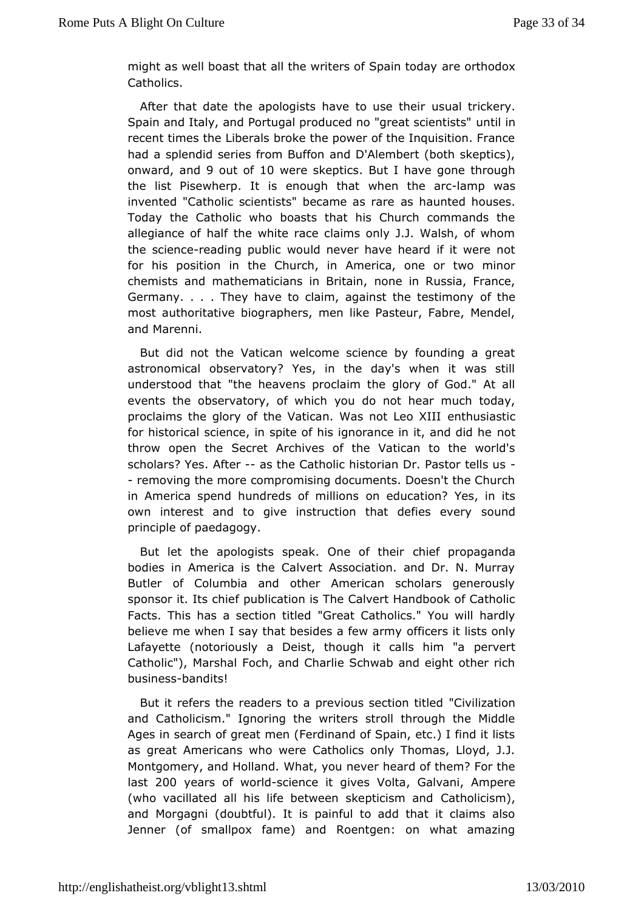might as well boast that all the writers of Spain today are orthodox Catholics.

After that date the apologists have to use their usual trickery. Spain and Italy, and Portugal produced no "great scientists" until in recent times the Liberals broke the power of the Inquisition. France had a splendid series from Buffon and D'Alembert (both skeptics), onward, and 9 out of 10 were skeptics. But I have gone through the list Pisewherp. It is enough that when the arc-lamp was invented "Catholic scientists" became as rare as haunted houses. Today the Catholic who boasts that his Church commands the allegiance of half the white race claims only J.J. Walsh, of whom the science-reading public would never have heard if it were not for his position in the Church, in America, one or two minor chemists and mathematicians in Britain, none in Russia, France, Germany. . . . They have to claim, against the testimony of the most authoritative biographers, men like Pasteur, Fabre, Mendel, and Marenni.

But did not the Vatican welcome science by founding a great astronomical observatory? Yes, in the day's when it was still understood that "the heavens proclaim the glory of God." At all events the observatory, of which you do not hear much today, proclaims the glory of the Vatican. Was not Leo XIII enthusiastic for historical science, in spite of his ignorance in it, and did he not throw open the Secret Archives of the Vatican to the world's scholars? Yes. After -- as the Catholic historian Dr. Pastor tells us -- removing the more compromising documents. Doesn't the Church in America spend hundreds of millions on education? Yes, in its own interest and to give instruction that defies every sound principle of paedagogy.

But let the apologists speak. One of their chief propaganda bodies in America is the Calvert Association. and Dr. N. Murray Butler of Columbia and other American scholars generously sponsor it. Its chief publication is The Calvert Handbook of Catholic Facts. This has a section titled "Great Catholics." You will hardly believe me when I say that besides a few army officers it lists only Lafayette (notoriously a Deist, though it calls him "a pervert Catholic"), Marshal Foch, and Charlie Schwab and eight other rich business-bandits!

But it refers the readers to a previous section titled "Civilization and Catholicism." Ignoring the writers stroll through the Middle Ages in search of great men (Ferdinand of Spain, etc.) I find it lists as great Americans who were Catholics only Thomas, Lloyd, J.J. Montgomery, and Holland. What, you never heard of them? For the last 200 years of world-science it gives Volta, Galvani, Ampere (who vacillated all his life between skepticism and Catholicism), and Morgagni (doubtful). It is painful to add that it claims also Jenner (of smallpox fame) and Roentgen: on what amazing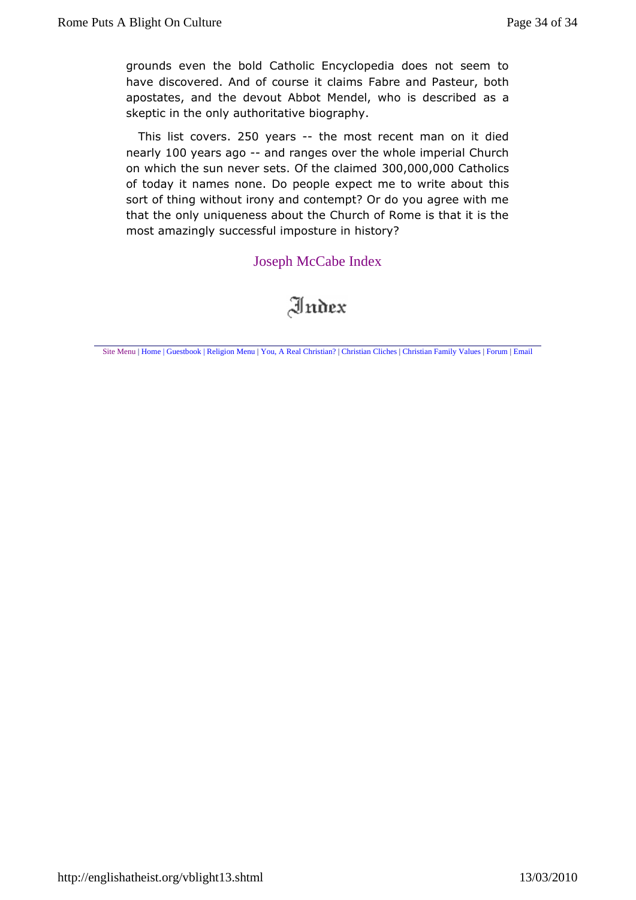grounds even the bold Catholic Encyclopedia does not seem to have discovered. And of course it claims Fabre and Pasteur, both apostates, and the devout Abbot Mendel, who is described as a skeptic in the only authoritative biography.

This list covers. 250 years -- the most recent man on it died nearly 100 years ago -- and ranges over the whole imperial Church on which the sun never sets. Of the claimed 300,000,000 Catholics of today it names none. Do people expect me to write about this sort of thing without irony and contempt? Or do you agree with me that the only uniqueness about the Church of Rome is that it is the most amazingly successful imposture in history?

Joseph McCabe Index

Index

Site Menu | Home | Guestbook | Religion Menu | You, A Real Christian? | Christian Cliches | Christian Family Values | Forum | Email